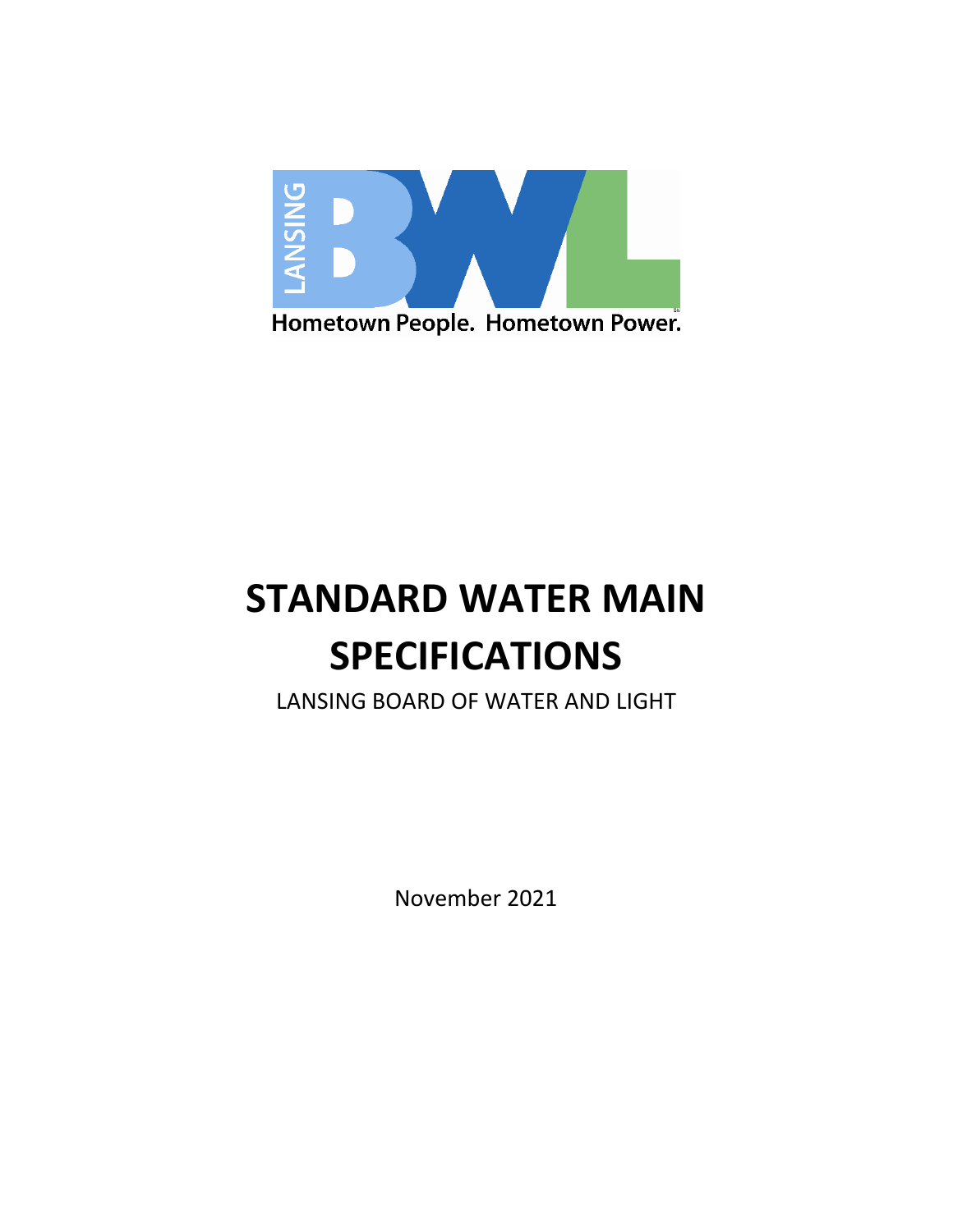LANSING BWL

Hometown People. Hometown Power.

# STANDARD WATER MAIN SPECIFICATIONS

LANSING BOARD OF WATER AND LIGHT

November 2021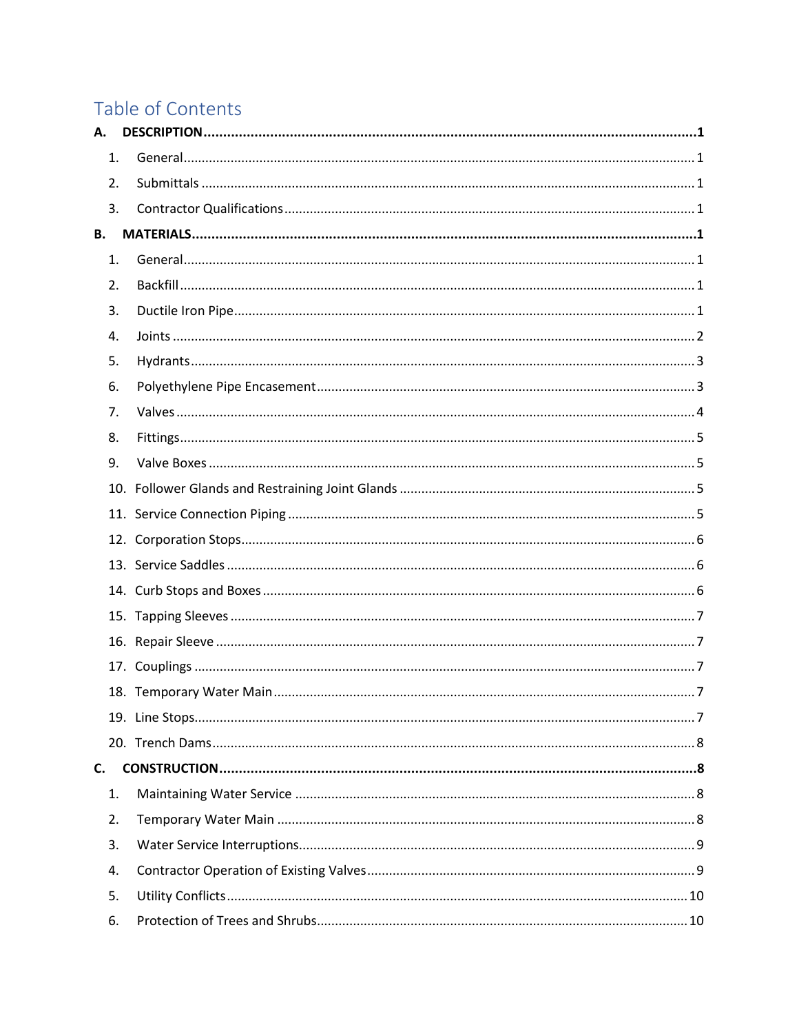# Table of Contents

**A. DESCRIPTION** .......... **1**

1. General .......... 1
2. Submittals .......... 1
3. Contractor Qualifications .......... 1

**B. MATERIALS** .......... **1**

1. General .......... 1
2. Backfill .......... 1
3. Ductile Iron Pipe .......... 1
4. Joints .......... 2
5. Hydrants .......... 3
6. Polyethylene Pipe Encasement .......... 3
7. Valves .......... 4
8. Fittings .......... 5
9. Valve Boxes .......... 5
10. Follower Glands and Restraining Joint Glands .......... 5
11. Service Connection Piping .......... 5
12. Corporation Stops .......... 6
13. Service Saddles .......... 6
14. Curb Stops and Boxes .......... 6
15. Tapping Sleeves .......... 7
16. Repair Sleeve .......... 7
17. Couplings .......... 7
18. Temporary Water Main .......... 7
19. Line Stops .......... 7
20. Trench Dams .......... 8

**C. CONSTRUCTION** .......... **8**

1. Maintaining Water Service .......... 8
2. Temporary Water Main .......... 8
3. Water Service Interruptions .......... 9
4. Contractor Operation of Existing Valves .......... 9
5. Utility Conflicts .......... 10
6. Protection of Trees and Shrubs .......... 10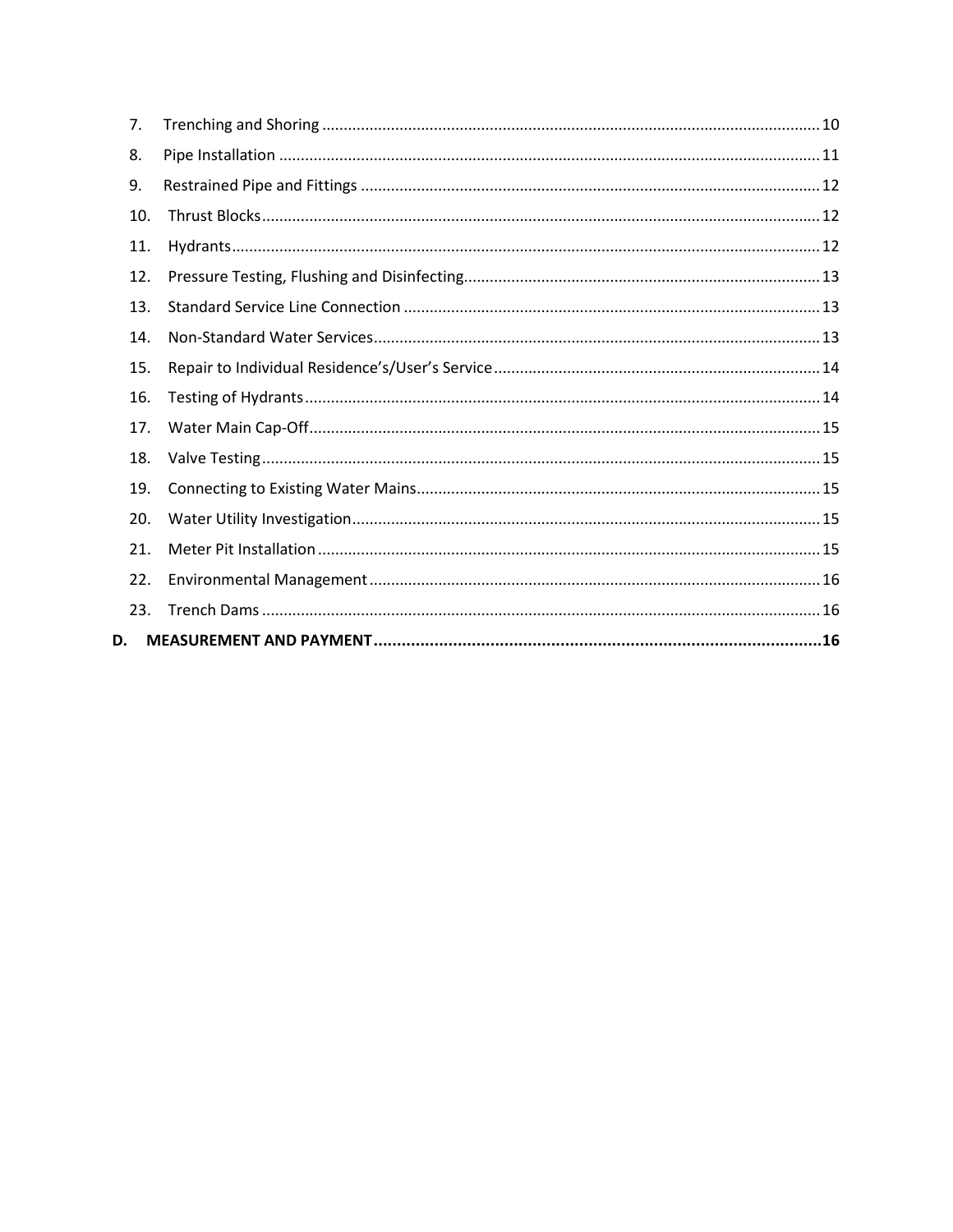7. Trenching and Shoring .................................................................................................................. 10
8. Pipe Installation ............................................................................................................................ 11
9. Restrained Pipe and Fittings ......................................................................................................... 12
10. Thrust Blocks ............................................................................................................................... 12
11. Hydrants ....................................................................................................................................... 12
12. Pressure Testing, Flushing and Disinfecting................................................................................. 13
13. Standard Service Line Connection ............................................................................................... 13
14. Non-Standard Water Services ...................................................................................................... 13
15. Repair to Individual Residence's/User's Service .......................................................................... 14
16. Testing of Hydrants ...................................................................................................................... 14
17. Water Main Cap-Off ..................................................................................................................... 15
18. Valve Testing ................................................................................................................................ 15
19. Connecting to Existing Water Mains ............................................................................................ 15
20. Water Utility Investigation ........................................................................................................... 15
21. Meter Pit Installation ................................................................................................................... 15
22. Environmental Management ....................................................................................................... 16
23. Trench Dams ................................................................................................................................ 16

**D. MEASUREMENT AND PAYMENT ................................................................................................16**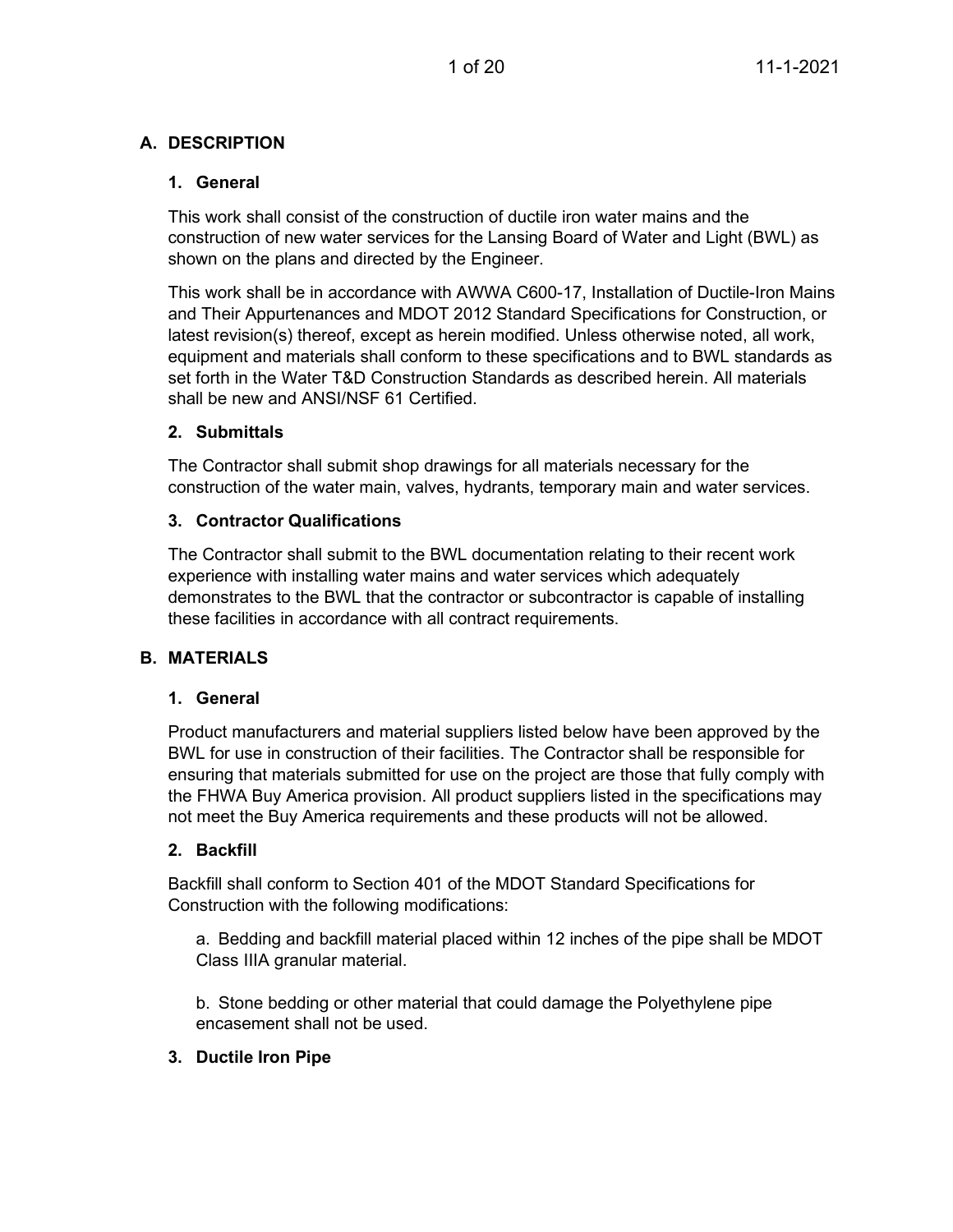## A. DESCRIPTION

### 1. General

This work shall consist of the construction of ductile iron water mains and the construction of new water services for the Lansing Board of Water and Light (BWL) as shown on the plans and directed by the Engineer.

This work shall be in accordance with AWWA C600-17, Installation of Ductile-Iron Mains and Their Appurtenances and MDOT 2012 Standard Specifications for Construction, or latest revision(s) thereof, except as herein modified. Unless otherwise noted, all work, equipment and materials shall conform to these specifications and to BWL standards as set forth in the Water T&D Construction Standards as described herein. All materials shall be new and ANSI/NSF 61 Certified.

### 2. Submittals

The Contractor shall submit shop drawings for all materials necessary for the construction of the water main, valves, hydrants, temporary main and water services.

### 3. Contractor Qualifications

The Contractor shall submit to the BWL documentation relating to their recent work experience with installing water mains and water services which adequately demonstrates to the BWL that the contractor or subcontractor is capable of installing these facilities in accordance with all contract requirements.

## B. MATERIALS

### 1. General

Product manufacturers and material suppliers listed below have been approved by the BWL for use in construction of their facilities. The Contractor shall be responsible for ensuring that materials submitted for use on the project are those that fully comply with the FHWA Buy America provision. All product suppliers listed in the specifications may not meet the Buy America requirements and these products will not be allowed.

### 2. Backfill

Backfill shall conform to Section 401 of the MDOT Standard Specifications for Construction with the following modifications:

a. Bedding and backfill material placed within 12 inches of the pipe shall be MDOT Class IIIA granular material.

b. Stone bedding or other material that could damage the Polyethylene pipe encasement shall not be used.

### 3. Ductile Iron Pipe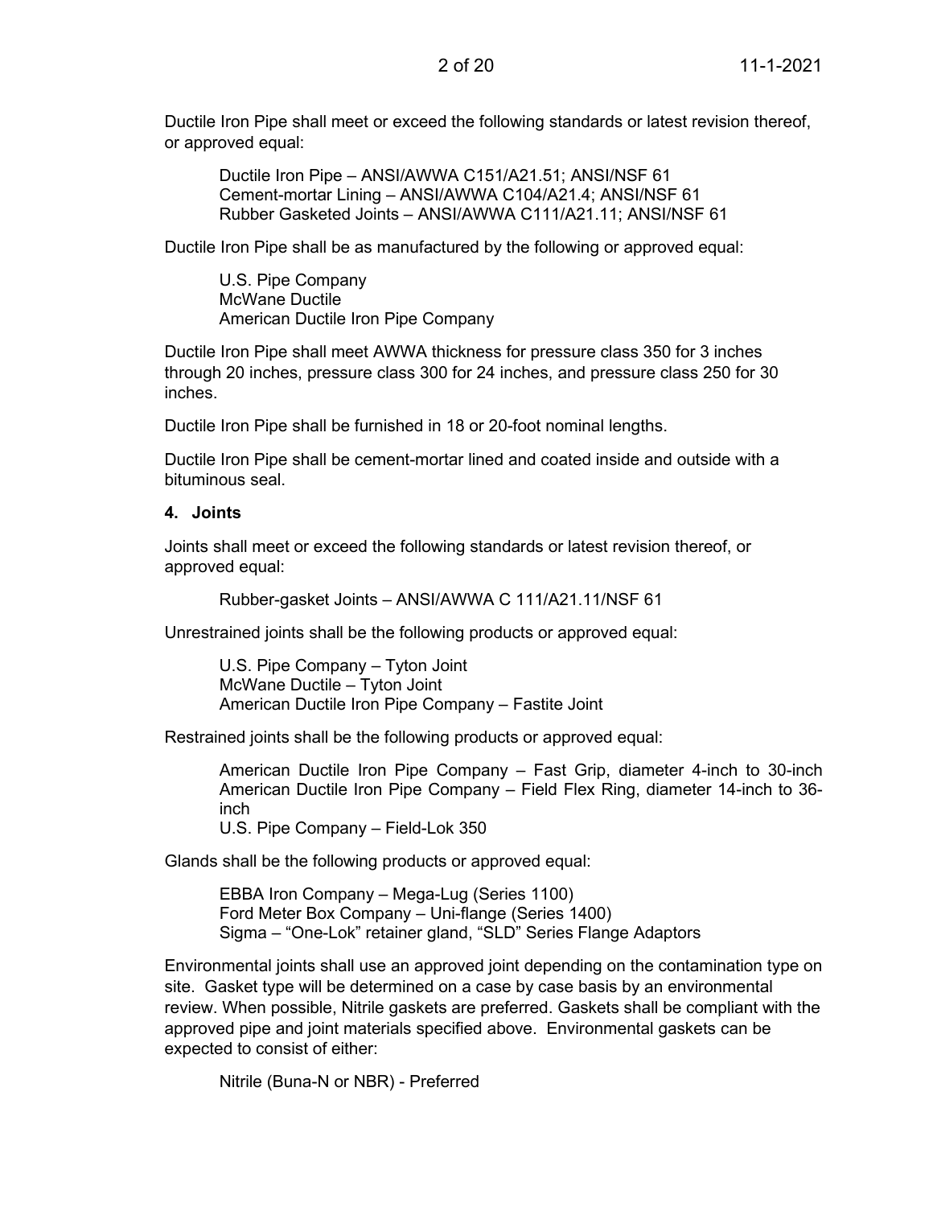Ductile Iron Pipe shall meet or exceed the following standards or latest revision thereof, or approved equal:

> Ductile Iron Pipe – ANSI/AWWA C151/A21.51; ANSI/NSF 61
> Cement-mortar Lining – ANSI/AWWA C104/A21.4; ANSI/NSF 61
> Rubber Gasketed Joints – ANSI/AWWA C111/A21.11; ANSI/NSF 61

Ductile Iron Pipe shall be as manufactured by the following or approved equal:

> U.S. Pipe Company
> McWane Ductile
> American Ductile Iron Pipe Company

Ductile Iron Pipe shall meet AWWA thickness for pressure class 350 for 3 inches through 20 inches, pressure class 300 for 24 inches, and pressure class 250 for 30 inches.

Ductile Iron Pipe shall be furnished in 18 or 20-foot nominal lengths.

Ductile Iron Pipe shall be cement-mortar lined and coated inside and outside with a bituminous seal.

### 4. Joints

Joints shall meet or exceed the following standards or latest revision thereof, or approved equal:

> Rubber-gasket Joints – ANSI/AWWA C 111/A21.11/NSF 61

Unrestrained joints shall be the following products or approved equal:

> U.S. Pipe Company – Tyton Joint
> McWane Ductile – Tyton Joint
> American Ductile Iron Pipe Company – Fastite Joint

Restrained joints shall be the following products or approved equal:

> American Ductile Iron Pipe Company – Fast Grip, diameter 4-inch to 30-inch
> American Ductile Iron Pipe Company – Field Flex Ring, diameter 14-inch to 36-inch
> U.S. Pipe Company – Field-Lok 350

Glands shall be the following products or approved equal:

> EBBA Iron Company – Mega-Lug (Series 1100)
> Ford Meter Box Company – Uni-flange (Series 1400)
> Sigma – "One-Lok" retainer gland, "SLD" Series Flange Adaptors

Environmental joints shall use an approved joint depending on the contamination type on site. Gasket type will be determined on a case by case basis by an environmental review. When possible, Nitrile gaskets are preferred. Gaskets shall be compliant with the approved pipe and joint materials specified above. Environmental gaskets can be expected to consist of either:

> Nitrile (Buna-N or NBR) - Preferred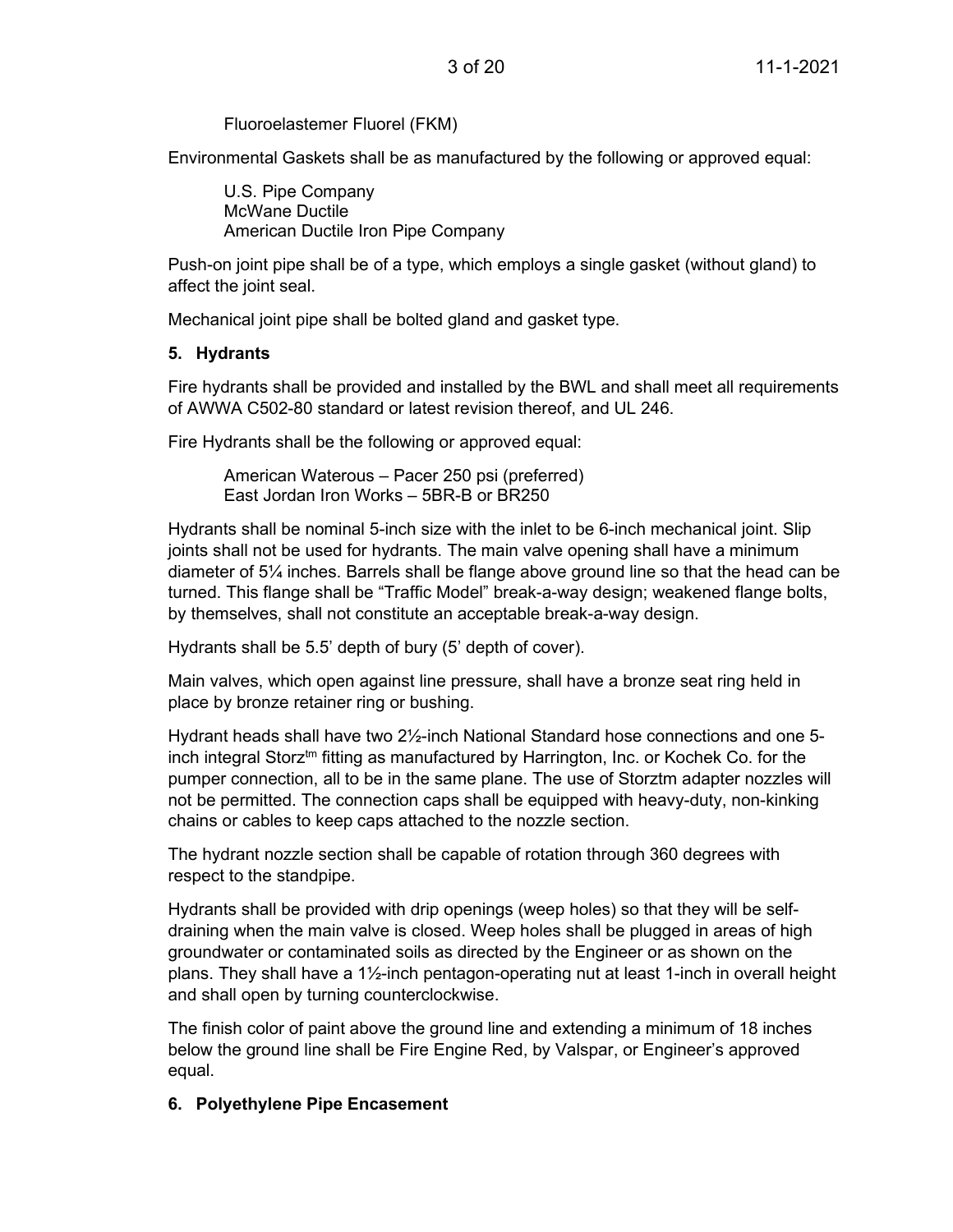Fluoroelastemer Fluorel (FKM)

Environmental Gaskets shall be as manufactured by the following or approved equal:

U.S. Pipe Company  
McWane Ductile  
American Ductile Iron Pipe Company

Push-on joint pipe shall be of a type, which employs a single gasket (without gland) to affect the joint seal.

Mechanical joint pipe shall be bolted gland and gasket type.

### 5. Hydrants

Fire hydrants shall be provided and installed by the BWL and shall meet all requirements of AWWA C502-80 standard or latest revision thereof, and UL 246.

Fire Hydrants shall be the following or approved equal:

American Waterous – Pacer 250 psi (preferred)  
East Jordan Iron Works – 5BR-B or BR250

Hydrants shall be nominal 5-inch size with the inlet to be 6-inch mechanical joint. Slip joints shall not be used for hydrants. The main valve opening shall have a minimum diameter of 5¼ inches. Barrels shall be flange above ground line so that the head can be turned. This flange shall be "Traffic Model" break-a-way design; weakened flange bolts, by themselves, shall not constitute an acceptable break-a-way design.

Hydrants shall be 5.5' depth of bury (5' depth of cover).

Main valves, which open against line pressure, shall have a bronze seat ring held in place by bronze retainer ring or bushing.

Hydrant heads shall have two 2½-inch National Standard hose connections and one 5-inch integral Storz[tm] fitting as manufactured by Harrington, Inc. or Kochek Co. for the pumper connection, all to be in the same plane. The use of Storztm adapter nozzles will not be permitted. The connection caps shall be equipped with heavy-duty, non-kinking chains or cables to keep caps attached to the nozzle section.

The hydrant nozzle section shall be capable of rotation through 360 degrees with respect to the standpipe.

Hydrants shall be provided with drip openings (weep holes) so that they will be self-draining when the main valve is closed. Weep holes shall be plugged in areas of high groundwater or contaminated soils as directed by the Engineer or as shown on the plans. They shall have a 1½-inch pentagon-operating nut at least 1-inch in overall height and shall open by turning counterclockwise.

The finish color of paint above the ground line and extending a minimum of 18 inches below the ground line shall be Fire Engine Red, by Valspar, or Engineer's approved equal.

### 6. Polyethylene Pipe Encasement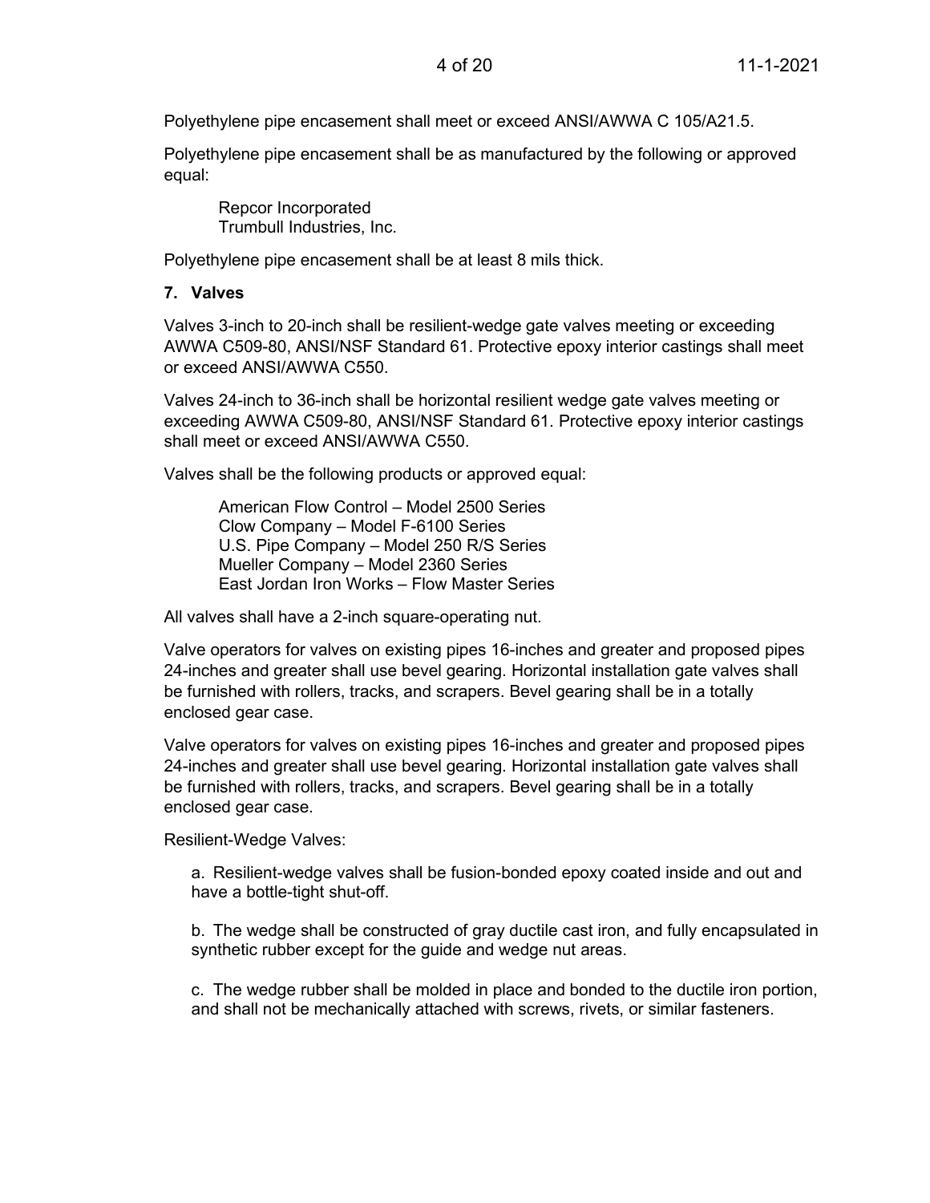Polyethylene pipe encasement shall meet or exceed ANSI/AWWA C 105/A21.5.

Polyethylene pipe encasement shall be as manufactured by the following or approved equal:

Repcor Incorporated
Trumbull Industries, Inc.

Polyethylene pipe encasement shall be at least 8 mils thick.

**7. Valves**

Valves 3-inch to 20-inch shall be resilient-wedge gate valves meeting or exceeding AWWA C509-80, ANSI/NSF Standard 61. Protective epoxy interior castings shall meet or exceed ANSI/AWWA C550.

Valves 24-inch to 36-inch shall be horizontal resilient wedge gate valves meeting or exceeding AWWA C509-80, ANSI/NSF Standard 61. Protective epoxy interior castings shall meet or exceed ANSI/AWWA C550.

Valves shall be the following products or approved equal:

American Flow Control – Model 2500 Series
Clow Company – Model F-6100 Series
U.S. Pipe Company – Model 250 R/S Series
Mueller Company – Model 2360 Series
East Jordan Iron Works – Flow Master Series

All valves shall have a 2-inch square-operating nut.

Valve operators for valves on existing pipes 16-inches and greater and proposed pipes 24-inches and greater shall use bevel gearing. Horizontal installation gate valves shall be furnished with rollers, tracks, and scrapers. Bevel gearing shall be in a totally enclosed gear case.

Valve operators for valves on existing pipes 16-inches and greater and proposed pipes 24-inches and greater shall use bevel gearing. Horizontal installation gate valves shall be furnished with rollers, tracks, and scrapers. Bevel gearing shall be in a totally enclosed gear case.

Resilient-Wedge Valves:

a. Resilient-wedge valves shall be fusion-bonded epoxy coated inside and out and have a bottle-tight shut-off.

b. The wedge shall be constructed of gray ductile cast iron, and fully encapsulated in synthetic rubber except for the guide and wedge nut areas.

c. The wedge rubber shall be molded in place and bonded to the ductile iron portion, and shall not be mechanically attached with screws, rivets, or similar fasteners.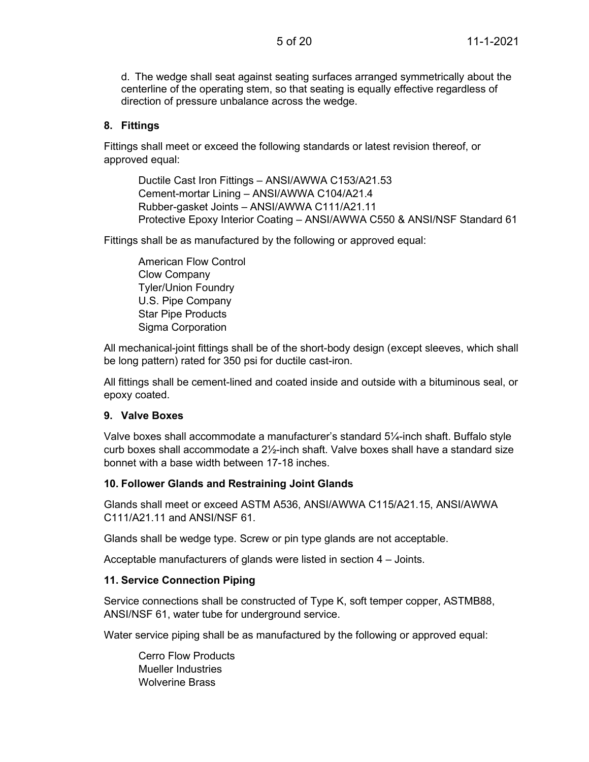d. The wedge shall seat against seating surfaces arranged symmetrically about the centerline of the operating stem, so that seating is equally effective regardless of direction of pressure unbalance across the wedge.

### 8. Fittings

Fittings shall meet or exceed the following standards or latest revision thereof, or approved equal:

Ductile Cast Iron Fittings – ANSI/AWWA C153/A21.53
Cement-mortar Lining – ANSI/AWWA C104/A21.4
Rubber-gasket Joints – ANSI/AWWA C111/A21.11
Protective Epoxy Interior Coating – ANSI/AWWA C550 & ANSI/NSF Standard 61

Fittings shall be as manufactured by the following or approved equal:

American Flow Control
Clow Company
Tyler/Union Foundry
U.S. Pipe Company
Star Pipe Products
Sigma Corporation

All mechanical-joint fittings shall be of the short-body design (except sleeves, which shall be long pattern) rated for 350 psi for ductile cast-iron.

All fittings shall be cement-lined and coated inside and outside with a bituminous seal, or epoxy coated.

### 9. Valve Boxes

Valve boxes shall accommodate a manufacturer's standard 5¼-inch shaft. Buffalo style curb boxes shall accommodate a 2½-inch shaft. Valve boxes shall have a standard size bonnet with a base width between 17-18 inches.

### 10. Follower Glands and Restraining Joint Glands

Glands shall meet or exceed ASTM A536, ANSI/AWWA C115/A21.15, ANSI/AWWA C111/A21.11 and ANSI/NSF 61.

Glands shall be wedge type. Screw or pin type glands are not acceptable.

Acceptable manufacturers of glands were listed in section 4 – Joints.

### 11. Service Connection Piping

Service connections shall be constructed of Type K, soft temper copper, ASTMB88, ANSI/NSF 61, water tube for underground service.

Water service piping shall be as manufactured by the following or approved equal:

Cerro Flow Products
Mueller Industries
Wolverine Brass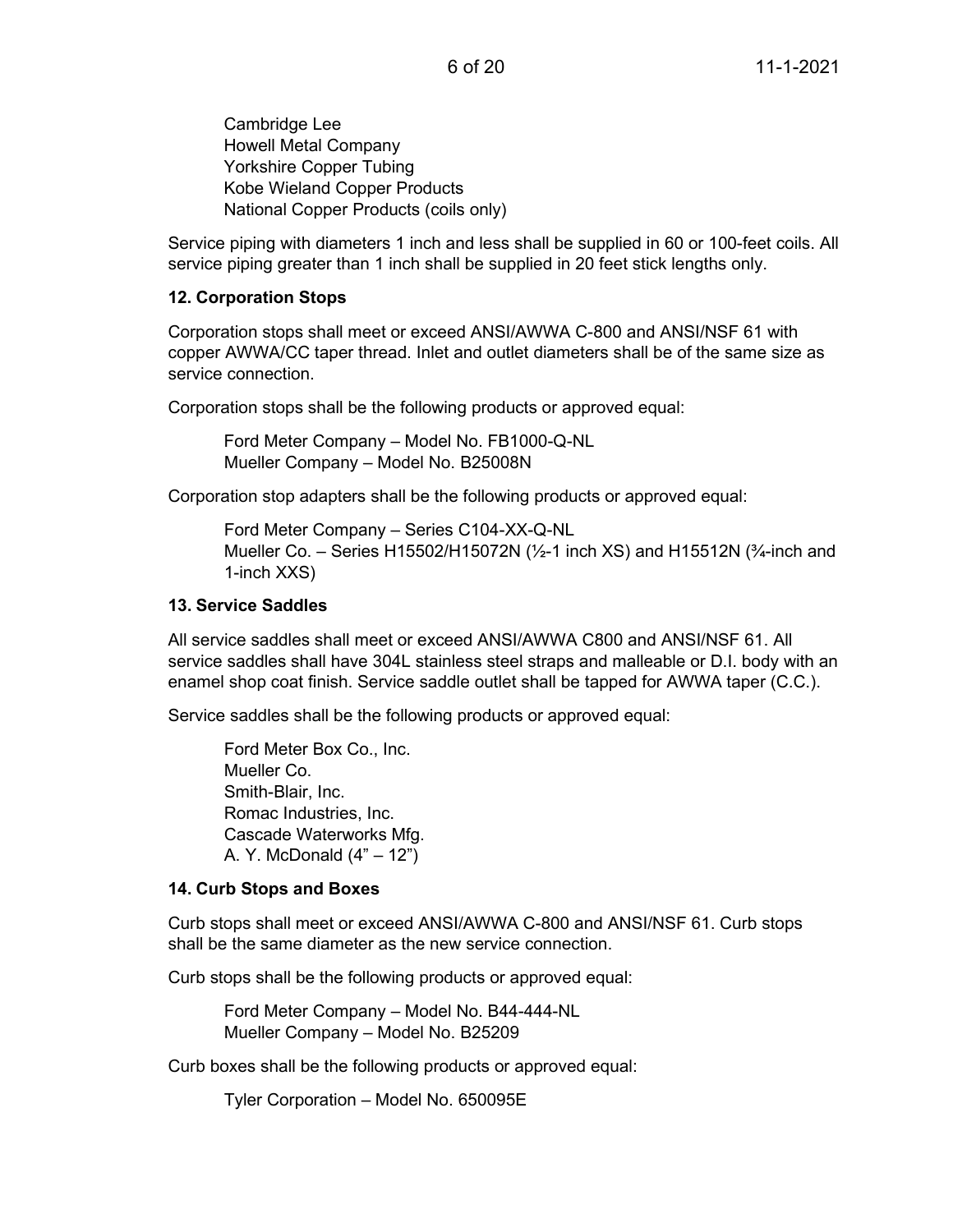Cambridge Lee
Howell Metal Company
Yorkshire Copper Tubing
Kobe Wieland Copper Products
National Copper Products (coils only)

Service piping with diameters 1 inch and less shall be supplied in 60 or 100-feet coils. All service piping greater than 1 inch shall be supplied in 20 feet stick lengths only.

**12. Corporation Stops**

Corporation stops shall meet or exceed ANSI/AWWA C-800 and ANSI/NSF 61 with copper AWWA/CC taper thread. Inlet and outlet diameters shall be of the same size as service connection.

Corporation stops shall be the following products or approved equal:

Ford Meter Company – Model No. FB1000-Q-NL
Mueller Company – Model No. B25008N

Corporation stop adapters shall be the following products or approved equal:

Ford Meter Company – Series C104-XX-Q-NL
Mueller Co. – Series H15502/H15072N (½-1 inch XS) and H15512N (¾-inch and 1-inch XXS)

**13. Service Saddles**

All service saddles shall meet or exceed ANSI/AWWA C800 and ANSI/NSF 61. All service saddles shall have 304L stainless steel straps and malleable or D.I. body with an enamel shop coat finish. Service saddle outlet shall be tapped for AWWA taper (C.C.).

Service saddles shall be the following products or approved equal:

Ford Meter Box Co., Inc.
Mueller Co.
Smith-Blair, Inc.
Romac Industries, Inc.
Cascade Waterworks Mfg.
A. Y. McDonald (4" – 12")

**14. Curb Stops and Boxes**

Curb stops shall meet or exceed ANSI/AWWA C-800 and ANSI/NSF 61. Curb stops shall be the same diameter as the new service connection.

Curb stops shall be the following products or approved equal:

Ford Meter Company – Model No. B44-444-NL
Mueller Company – Model No. B25209

Curb boxes shall be the following products or approved equal:

Tyler Corporation – Model No. 650095E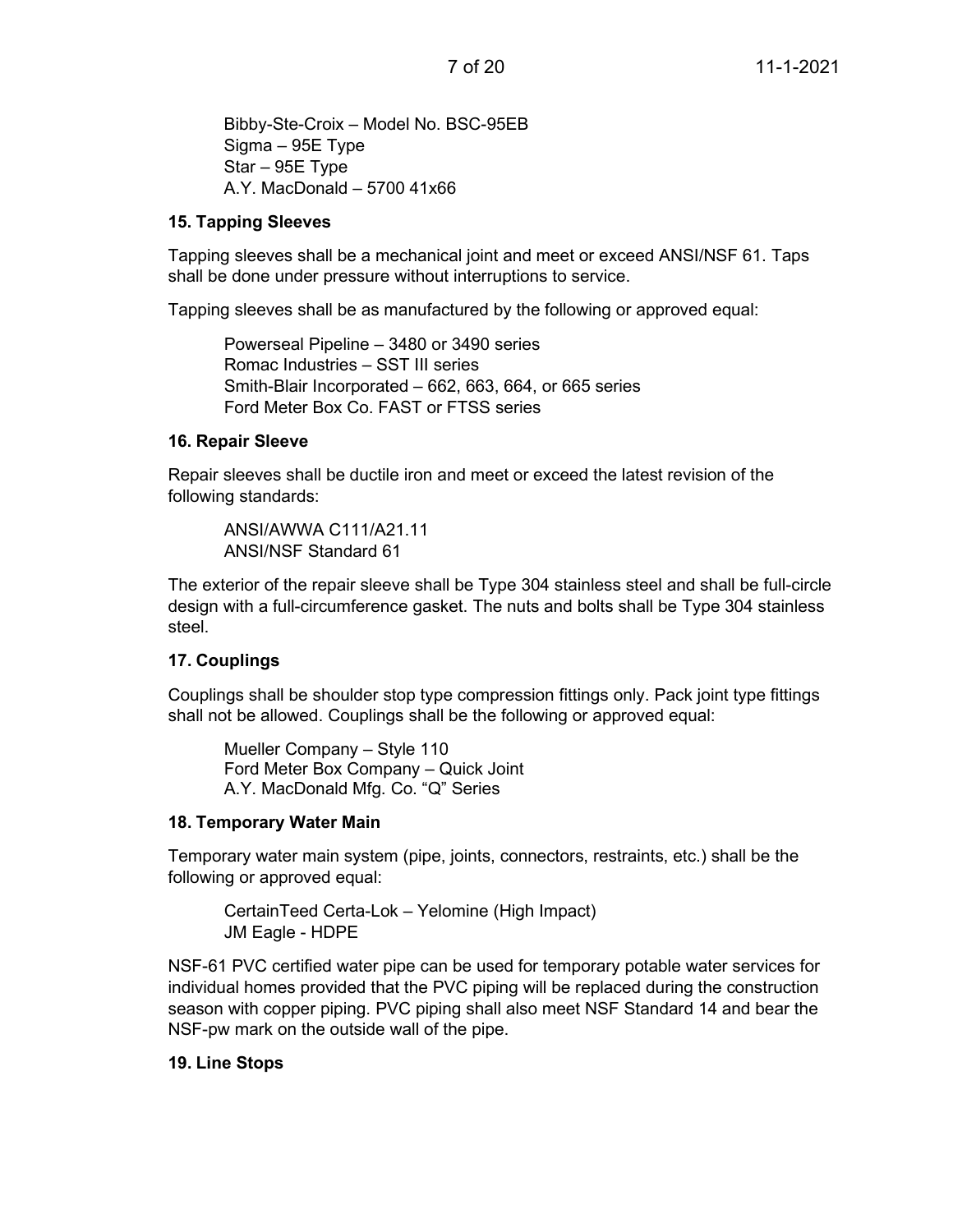Bibby-Ste-Croix – Model No. BSC-95EB
Sigma – 95E Type
Star – 95E Type
A.Y. MacDonald – 5700 41x66

### 15. Tapping Sleeves

Tapping sleeves shall be a mechanical joint and meet or exceed ANSI/NSF 61. Taps shall be done under pressure without interruptions to service.

Tapping sleeves shall be as manufactured by the following or approved equal:

Powerseal Pipeline – 3480 or 3490 series
Romac Industries – SST III series
Smith-Blair Incorporated – 662, 663, 664, or 665 series
Ford Meter Box Co. FAST or FTSS series

### 16. Repair Sleeve

Repair sleeves shall be ductile iron and meet or exceed the latest revision of the following standards:

ANSI/AWWA C111/A21.11
ANSI/NSF Standard 61

The exterior of the repair sleeve shall be Type 304 stainless steel and shall be full-circle design with a full-circumference gasket. The nuts and bolts shall be Type 304 stainless steel.

### 17. Couplings

Couplings shall be shoulder stop type compression fittings only. Pack joint type fittings shall not be allowed. Couplings shall be the following or approved equal:

Mueller Company – Style 110
Ford Meter Box Company – Quick Joint
A.Y. MacDonald Mfg. Co. "Q" Series

### 18. Temporary Water Main

Temporary water main system (pipe, joints, connectors, restraints, etc.) shall be the following or approved equal:

CertainTeed Certa-Lok – Yelomine (High Impact)
JM Eagle - HDPE

NSF-61 PVC certified water pipe can be used for temporary potable water services for individual homes provided that the PVC piping will be replaced during the construction season with copper piping. PVC piping shall also meet NSF Standard 14 and bear the NSF-pw mark on the outside wall of the pipe.

### 19. Line Stops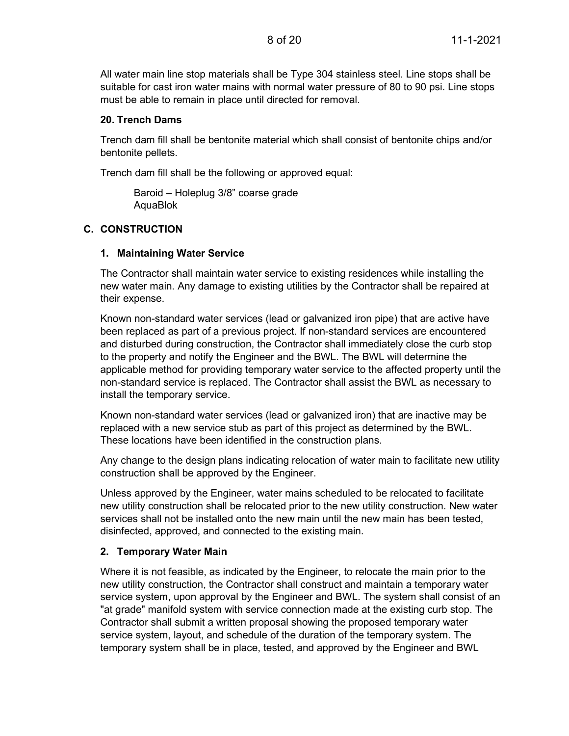All water main line stop materials shall be Type 304 stainless steel. Line stops shall be suitable for cast iron water mains with normal water pressure of 80 to 90 psi. Line stops must be able to remain in place until directed for removal.

### 20. Trench Dams

Trench dam fill shall be bentonite material which shall consist of bentonite chips and/or bentonite pellets.

Trench dam fill shall be the following or approved equal:

Baroid – Holeplug 3/8" coarse grade
AquaBlok

## C. CONSTRUCTION

### 1. Maintaining Water Service

The Contractor shall maintain water service to existing residences while installing the new water main. Any damage to existing utilities by the Contractor shall be repaired at their expense.

Known non-standard water services (lead or galvanized iron pipe) that are active have been replaced as part of a previous project. If non-standard services are encountered and disturbed during construction, the Contractor shall immediately close the curb stop to the property and notify the Engineer and the BWL. The BWL will determine the applicable method for providing temporary water service to the affected property until the non-standard service is replaced. The Contractor shall assist the BWL as necessary to install the temporary service.

Known non-standard water services (lead or galvanized iron) that are inactive may be replaced with a new service stub as part of this project as determined by the BWL. These locations have been identified in the construction plans.

Any change to the design plans indicating relocation of water main to facilitate new utility construction shall be approved by the Engineer.

Unless approved by the Engineer, water mains scheduled to be relocated to facilitate new utility construction shall be relocated prior to the new utility construction. New water services shall not be installed onto the new main until the new main has been tested, disinfected, approved, and connected to the existing main.

### 2. Temporary Water Main

Where it is not feasible, as indicated by the Engineer, to relocate the main prior to the new utility construction, the Contractor shall construct and maintain a temporary water service system, upon approval by the Engineer and BWL. The system shall consist of an "at grade" manifold system with service connection made at the existing curb stop. The Contractor shall submit a written proposal showing the proposed temporary water service system, layout, and schedule of the duration of the temporary system. The temporary system shall be in place, tested, and approved by the Engineer and BWL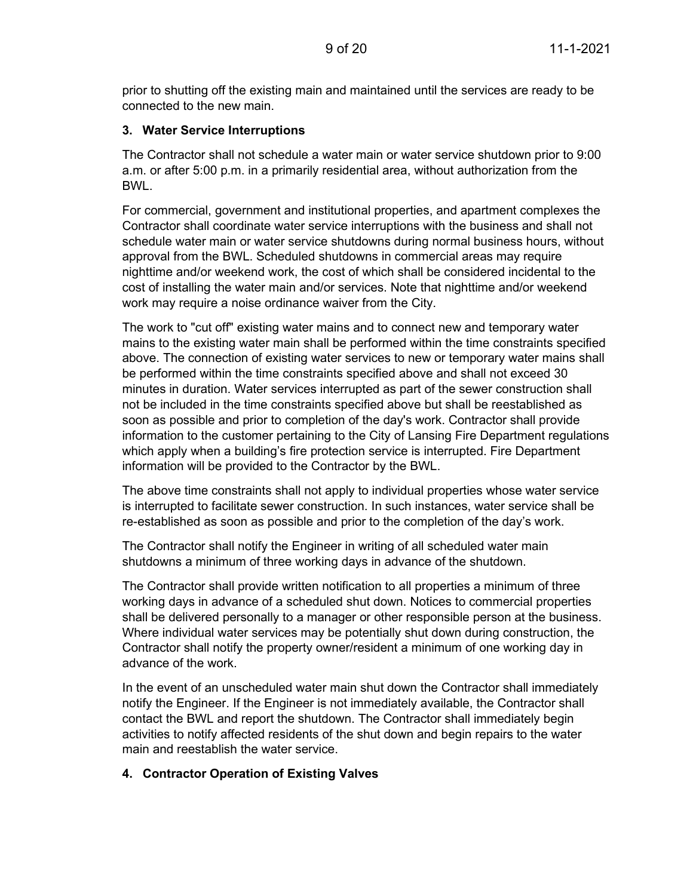prior to shutting off the existing main and maintained until the services are ready to be connected to the new main.

### 3. Water Service Interruptions

The Contractor shall not schedule a water main or water service shutdown prior to 9:00 a.m. or after 5:00 p.m. in a primarily residential area, without authorization from the BWL.

For commercial, government and institutional properties, and apartment complexes the Contractor shall coordinate water service interruptions with the business and shall not schedule water main or water service shutdowns during normal business hours, without approval from the BWL. Scheduled shutdowns in commercial areas may require nighttime and/or weekend work, the cost of which shall be considered incidental to the cost of installing the water main and/or services. Note that nighttime and/or weekend work may require a noise ordinance waiver from the City.

The work to "cut off" existing water mains and to connect new and temporary water mains to the existing water main shall be performed within the time constraints specified above. The connection of existing water services to new or temporary water mains shall be performed within the time constraints specified above and shall not exceed 30 minutes in duration. Water services interrupted as part of the sewer construction shall not be included in the time constraints specified above but shall be reestablished as soon as possible and prior to completion of the day's work. Contractor shall provide information to the customer pertaining to the City of Lansing Fire Department regulations which apply when a building's fire protection service is interrupted. Fire Department information will be provided to the Contractor by the BWL.

The above time constraints shall not apply to individual properties whose water service is interrupted to facilitate sewer construction. In such instances, water service shall be re-established as soon as possible and prior to the completion of the day's work.

The Contractor shall notify the Engineer in writing of all scheduled water main shutdowns a minimum of three working days in advance of the shutdown.

The Contractor shall provide written notification to all properties a minimum of three working days in advance of a scheduled shut down. Notices to commercial properties shall be delivered personally to a manager or other responsible person at the business. Where individual water services may be potentially shut down during construction, the Contractor shall notify the property owner/resident a minimum of one working day in advance of the work.

In the event of an unscheduled water main shut down the Contractor shall immediately notify the Engineer. If the Engineer is not immediately available, the Contractor shall contact the BWL and report the shutdown. The Contractor shall immediately begin activities to notify affected residents of the shut down and begin repairs to the water main and reestablish the water service.

### 4. Contractor Operation of Existing Valves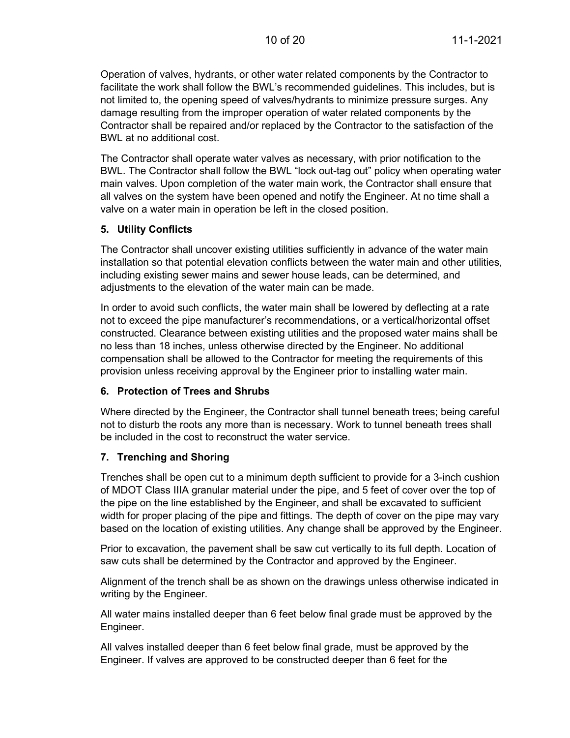Operation of valves, hydrants, or other water related components by the Contractor to facilitate the work shall follow the BWL's recommended guidelines. This includes, but is not limited to, the opening speed of valves/hydrants to minimize pressure surges. Any damage resulting from the improper operation of water related components by the Contractor shall be repaired and/or replaced by the Contractor to the satisfaction of the BWL at no additional cost.

The Contractor shall operate water valves as necessary, with prior notification to the BWL. The Contractor shall follow the BWL "lock out-tag out" policy when operating water main valves. Upon completion of the water main work, the Contractor shall ensure that all valves on the system have been opened and notify the Engineer. At no time shall a valve on a water main in operation be left in the closed position.

### 5. Utility Conflicts

The Contractor shall uncover existing utilities sufficiently in advance of the water main installation so that potential elevation conflicts between the water main and other utilities, including existing sewer mains and sewer house leads, can be determined, and adjustments to the elevation of the water main can be made.

In order to avoid such conflicts, the water main shall be lowered by deflecting at a rate not to exceed the pipe manufacturer's recommendations, or a vertical/horizontal offset constructed. Clearance between existing utilities and the proposed water mains shall be no less than 18 inches, unless otherwise directed by the Engineer. No additional compensation shall be allowed to the Contractor for meeting the requirements of this provision unless receiving approval by the Engineer prior to installing water main.

### 6. Protection of Trees and Shrubs

Where directed by the Engineer, the Contractor shall tunnel beneath trees; being careful not to disturb the roots any more than is necessary. Work to tunnel beneath trees shall be included in the cost to reconstruct the water service.

### 7. Trenching and Shoring

Trenches shall be open cut to a minimum depth sufficient to provide for a 3-inch cushion of MDOT Class IIIA granular material under the pipe, and 5 feet of cover over the top of the pipe on the line established by the Engineer, and shall be excavated to sufficient width for proper placing of the pipe and fittings. The depth of cover on the pipe may vary based on the location of existing utilities. Any change shall be approved by the Engineer.

Prior to excavation, the pavement shall be saw cut vertically to its full depth. Location of saw cuts shall be determined by the Contractor and approved by the Engineer.

Alignment of the trench shall be as shown on the drawings unless otherwise indicated in writing by the Engineer.

All water mains installed deeper than 6 feet below final grade must be approved by the Engineer.

All valves installed deeper than 6 feet below final grade, must be approved by the Engineer. If valves are approved to be constructed deeper than 6 feet for the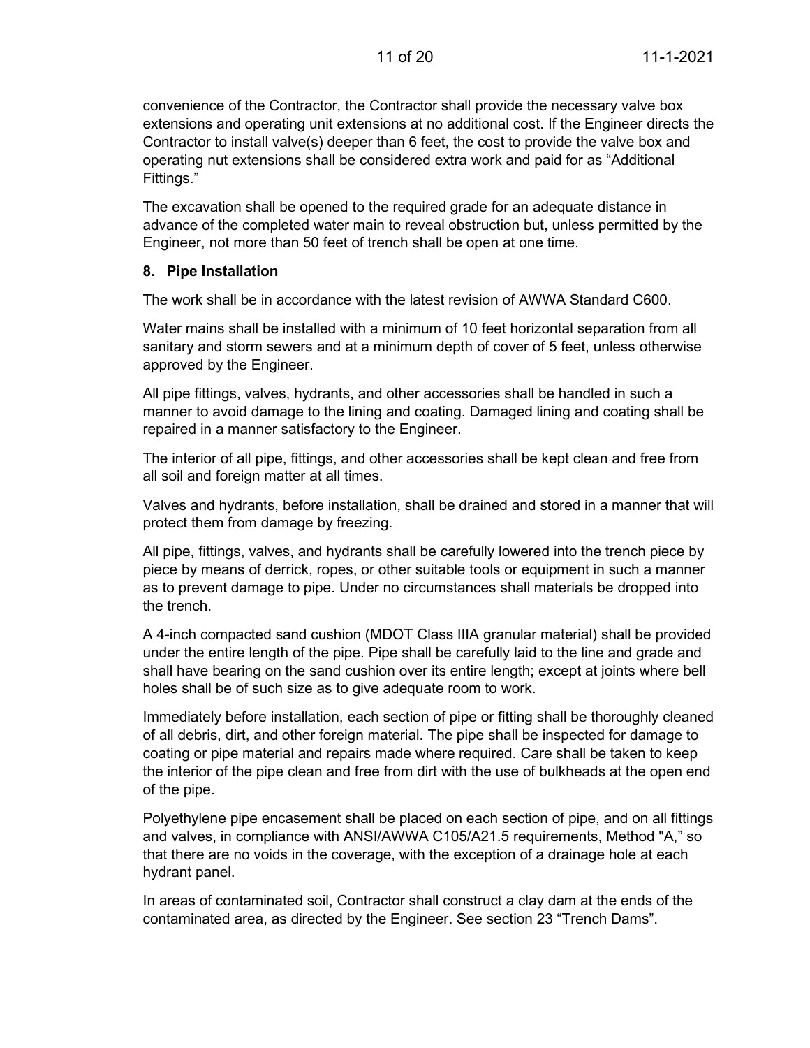convenience of the Contractor, the Contractor shall provide the necessary valve box extensions and operating unit extensions at no additional cost. If the Engineer directs the Contractor to install valve(s) deeper than 6 feet, the cost to provide the valve box and operating nut extensions shall be considered extra work and paid for as "Additional Fittings."

The excavation shall be opened to the required grade for an adequate distance in advance of the completed water main to reveal obstruction but, unless permitted by the Engineer, not more than 50 feet of trench shall be open at one time.

**8. Pipe Installation**

The work shall be in accordance with the latest revision of AWWA Standard C600.

Water mains shall be installed with a minimum of 10 feet horizontal separation from all sanitary and storm sewers and at a minimum depth of cover of 5 feet, unless otherwise approved by the Engineer.

All pipe fittings, valves, hydrants, and other accessories shall be handled in such a manner to avoid damage to the lining and coating. Damaged lining and coating shall be repaired in a manner satisfactory to the Engineer.

The interior of all pipe, fittings, and other accessories shall be kept clean and free from all soil and foreign matter at all times.

Valves and hydrants, before installation, shall be drained and stored in a manner that will protect them from damage by freezing.

All pipe, fittings, valves, and hydrants shall be carefully lowered into the trench piece by piece by means of derrick, ropes, or other suitable tools or equipment in such a manner as to prevent damage to pipe. Under no circumstances shall materials be dropped into the trench.

A 4-inch compacted sand cushion (MDOT Class IIIA granular material) shall be provided under the entire length of the pipe. Pipe shall be carefully laid to the line and grade and shall have bearing on the sand cushion over its entire length; except at joints where bell holes shall be of such size as to give adequate room to work.

Immediately before installation, each section of pipe or fitting shall be thoroughly cleaned of all debris, dirt, and other foreign material. The pipe shall be inspected for damage to coating or pipe material and repairs made where required. Care shall be taken to keep the interior of the pipe clean and free from dirt with the use of bulkheads at the open end of the pipe.

Polyethylene pipe encasement shall be placed on each section of pipe, and on all fittings and valves, in compliance with ANSI/AWWA C105/A21.5 requirements, Method "A," so that there are no voids in the coverage, with the exception of a drainage hole at each hydrant panel.

In areas of contaminated soil, Contractor shall construct a clay dam at the ends of the contaminated area, as directed by the Engineer. See section 23 "Trench Dams".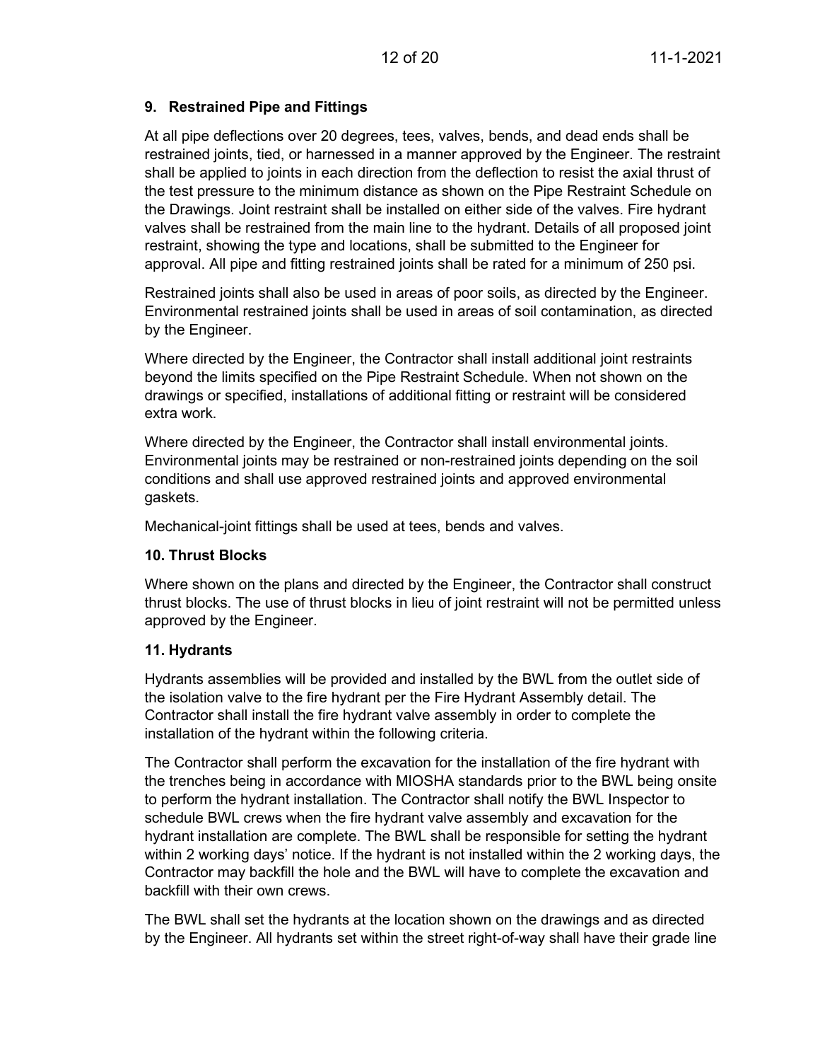### 9. Restrained Pipe and Fittings

At all pipe deflections over 20 degrees, tees, valves, bends, and dead ends shall be restrained joints, tied, or harnessed in a manner approved by the Engineer. The restraint shall be applied to joints in each direction from the deflection to resist the axial thrust of the test pressure to the minimum distance as shown on the Pipe Restraint Schedule on the Drawings. Joint restraint shall be installed on either side of the valves. Fire hydrant valves shall be restrained from the main line to the hydrant. Details of all proposed joint restraint, showing the type and locations, shall be submitted to the Engineer for approval. All pipe and fitting restrained joints shall be rated for a minimum of 250 psi.

Restrained joints shall also be used in areas of poor soils, as directed by the Engineer. Environmental restrained joints shall be used in areas of soil contamination, as directed by the Engineer.

Where directed by the Engineer, the Contractor shall install additional joint restraints beyond the limits specified on the Pipe Restraint Schedule. When not shown on the drawings or specified, installations of additional fitting or restraint will be considered extra work.

Where directed by the Engineer, the Contractor shall install environmental joints. Environmental joints may be restrained or non-restrained joints depending on the soil conditions and shall use approved restrained joints and approved environmental gaskets.

Mechanical-joint fittings shall be used at tees, bends and valves.

### 10. Thrust Blocks

Where shown on the plans and directed by the Engineer, the Contractor shall construct thrust blocks. The use of thrust blocks in lieu of joint restraint will not be permitted unless approved by the Engineer.

### 11. Hydrants

Hydrants assemblies will be provided and installed by the BWL from the outlet side of the isolation valve to the fire hydrant per the Fire Hydrant Assembly detail. The Contractor shall install the fire hydrant valve assembly in order to complete the installation of the hydrant within the following criteria.

The Contractor shall perform the excavation for the installation of the fire hydrant with the trenches being in accordance with MIOSHA standards prior to the BWL being onsite to perform the hydrant installation. The Contractor shall notify the BWL Inspector to schedule BWL crews when the fire hydrant valve assembly and excavation for the hydrant installation are complete. The BWL shall be responsible for setting the hydrant within 2 working days' notice. If the hydrant is not installed within the 2 working days, the Contractor may backfill the hole and the BWL will have to complete the excavation and backfill with their own crews.

The BWL shall set the hydrants at the location shown on the drawings and as directed by the Engineer. All hydrants set within the street right-of-way shall have their grade line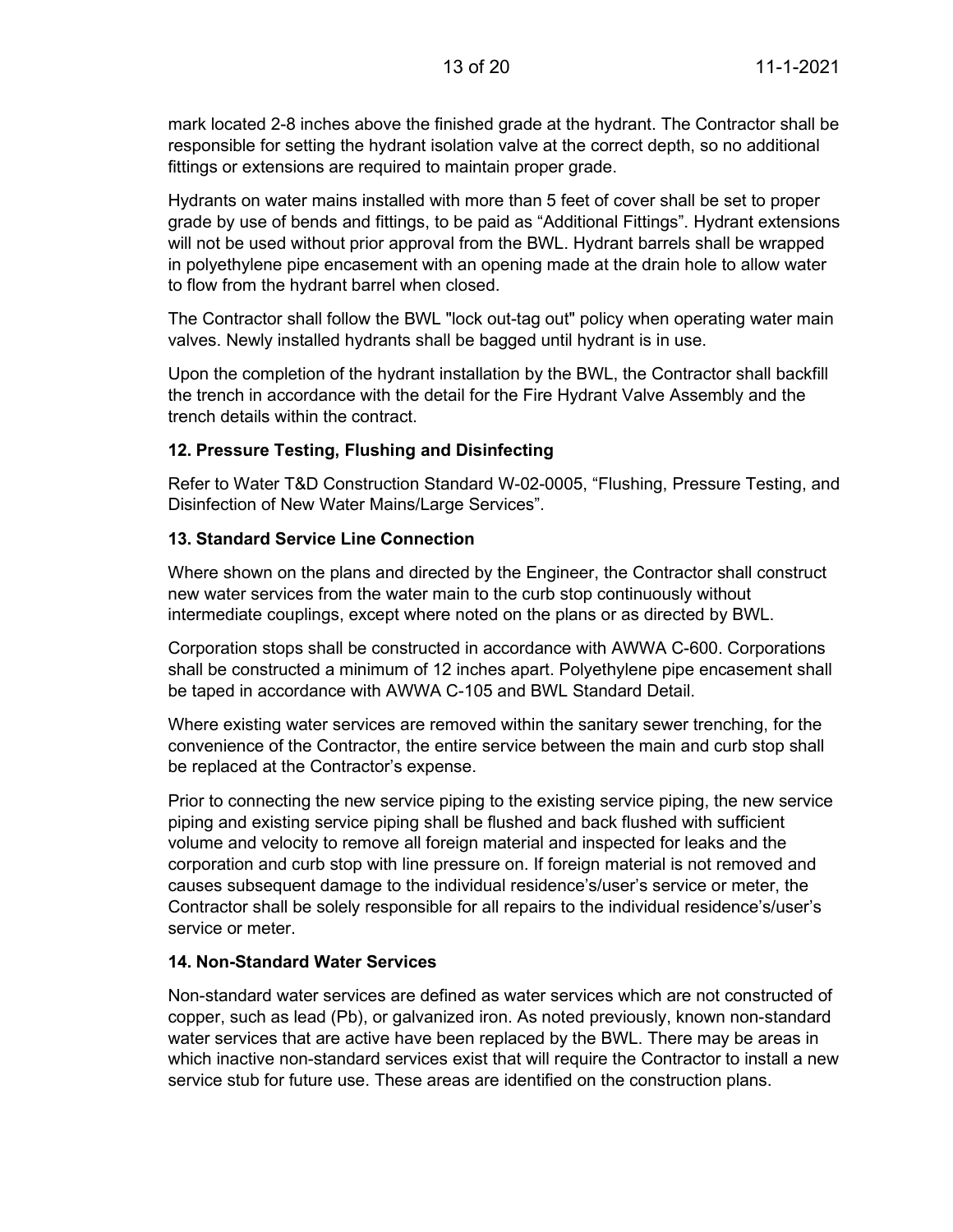mark located 2-8 inches above the finished grade at the hydrant. The Contractor shall be responsible for setting the hydrant isolation valve at the correct depth, so no additional fittings or extensions are required to maintain proper grade.

Hydrants on water mains installed with more than 5 feet of cover shall be set to proper grade by use of bends and fittings, to be paid as "Additional Fittings". Hydrant extensions will not be used without prior approval from the BWL. Hydrant barrels shall be wrapped in polyethylene pipe encasement with an opening made at the drain hole to allow water to flow from the hydrant barrel when closed.

The Contractor shall follow the BWL "lock out-tag out" policy when operating water main valves. Newly installed hydrants shall be bagged until hydrant is in use.

Upon the completion of the hydrant installation by the BWL, the Contractor shall backfill the trench in accordance with the detail for the Fire Hydrant Valve Assembly and the trench details within the contract.

### 12. Pressure Testing, Flushing and Disinfecting

Refer to Water T&D Construction Standard W-02-0005, "Flushing, Pressure Testing, and Disinfection of New Water Mains/Large Services".

### 13. Standard Service Line Connection

Where shown on the plans and directed by the Engineer, the Contractor shall construct new water services from the water main to the curb stop continuously without intermediate couplings, except where noted on the plans or as directed by BWL.

Corporation stops shall be constructed in accordance with AWWA C-600. Corporations shall be constructed a minimum of 12 inches apart. Polyethylene pipe encasement shall be taped in accordance with AWWA C-105 and BWL Standard Detail.

Where existing water services are removed within the sanitary sewer trenching, for the convenience of the Contractor, the entire service between the main and curb stop shall be replaced at the Contractor's expense.

Prior to connecting the new service piping to the existing service piping, the new service piping and existing service piping shall be flushed and back flushed with sufficient volume and velocity to remove all foreign material and inspected for leaks and the corporation and curb stop with line pressure on. If foreign material is not removed and causes subsequent damage to the individual residence's/user's service or meter, the Contractor shall be solely responsible for all repairs to the individual residence's/user's service or meter.

### 14. Non-Standard Water Services

Non-standard water services are defined as water services which are not constructed of copper, such as lead (Pb), or galvanized iron. As noted previously, known non-standard water services that are active have been replaced by the BWL. There may be areas in which inactive non-standard services exist that will require the Contractor to install a new service stub for future use. These areas are identified on the construction plans.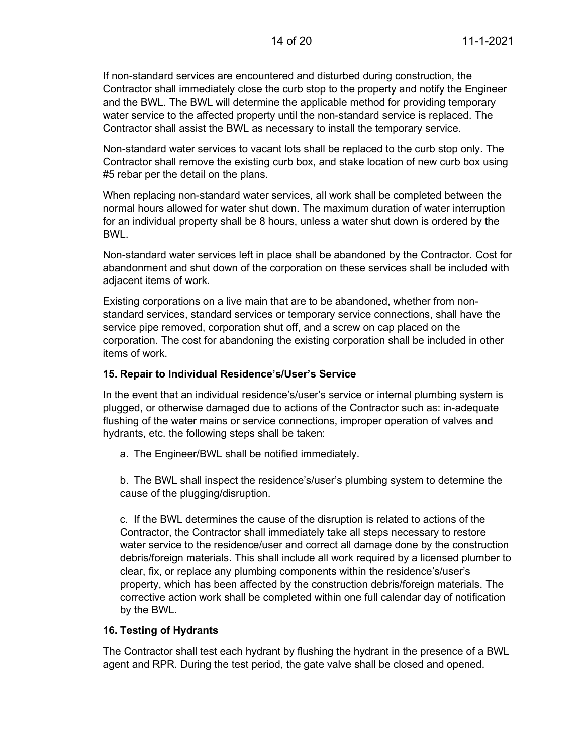If non-standard services are encountered and disturbed during construction, the Contractor shall immediately close the curb stop to the property and notify the Engineer and the BWL. The BWL will determine the applicable method for providing temporary water service to the affected property until the non-standard service is replaced. The Contractor shall assist the BWL as necessary to install the temporary service.

Non-standard water services to vacant lots shall be replaced to the curb stop only. The Contractor shall remove the existing curb box, and stake location of new curb box using #5 rebar per the detail on the plans.

When replacing non-standard water services, all work shall be completed between the normal hours allowed for water shut down. The maximum duration of water interruption for an individual property shall be 8 hours, unless a water shut down is ordered by the BWL.

Non-standard water services left in place shall be abandoned by the Contractor. Cost for abandonment and shut down of the corporation on these services shall be included with adjacent items of work.

Existing corporations on a live main that are to be abandoned, whether from non-standard services, standard services or temporary service connections, shall have the service pipe removed, corporation shut off, and a screw on cap placed on the corporation. The cost for abandoning the existing corporation shall be included in other items of work.

### 15. Repair to Individual Residence's/User's Service

In the event that an individual residence's/user's service or internal plumbing system is plugged, or otherwise damaged due to actions of the Contractor such as: in-adequate flushing of the water mains or service connections, improper operation of valves and hydrants, etc. the following steps shall be taken:

a. The Engineer/BWL shall be notified immediately.

b. The BWL shall inspect the residence's/user's plumbing system to determine the cause of the plugging/disruption.

c. If the BWL determines the cause of the disruption is related to actions of the Contractor, the Contractor shall immediately take all steps necessary to restore water service to the residence/user and correct all damage done by the construction debris/foreign materials. This shall include all work required by a licensed plumber to clear, fix, or replace any plumbing components within the residence's/user's property, which has been affected by the construction debris/foreign materials. The corrective action work shall be completed within one full calendar day of notification by the BWL.

### 16. Testing of Hydrants

The Contractor shall test each hydrant by flushing the hydrant in the presence of a BWL agent and RPR. During the test period, the gate valve shall be closed and opened.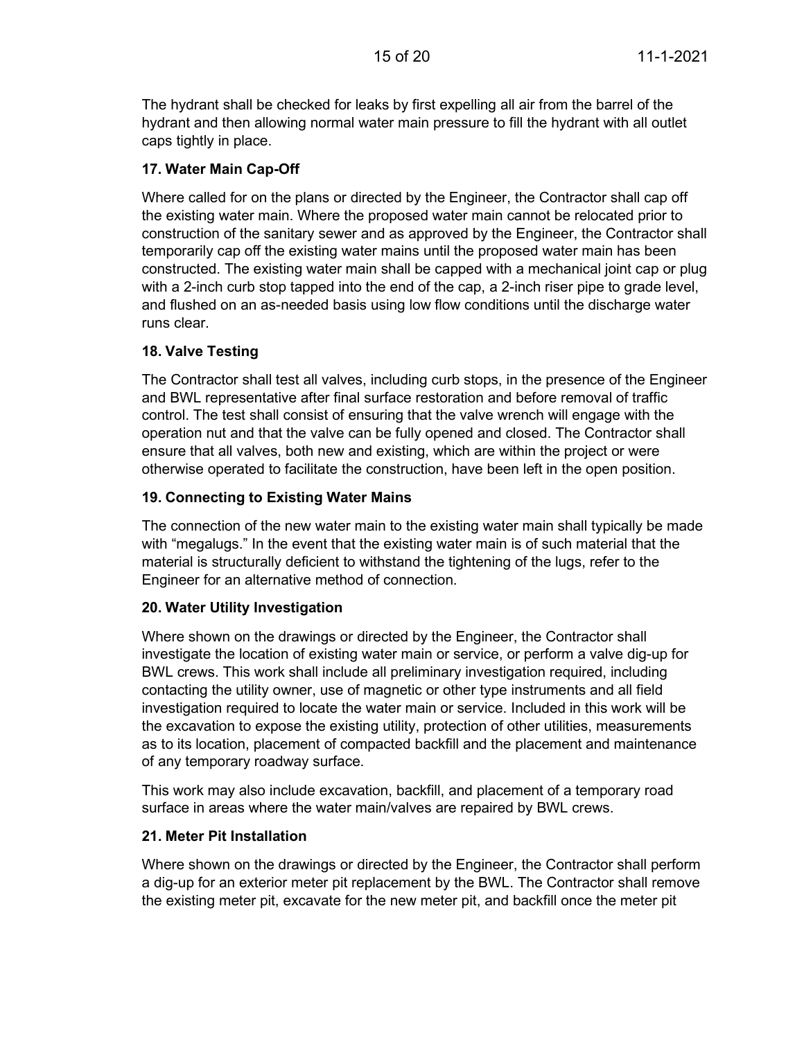The hydrant shall be checked for leaks by first expelling all air from the barrel of the hydrant and then allowing normal water main pressure to fill the hydrant with all outlet caps tightly in place.

**17. Water Main Cap-Off**

Where called for on the plans or directed by the Engineer, the Contractor shall cap off the existing water main. Where the proposed water main cannot be relocated prior to construction of the sanitary sewer and as approved by the Engineer, the Contractor shall temporarily cap off the existing water mains until the proposed water main has been constructed. The existing water main shall be capped with a mechanical joint cap or plug with a 2-inch curb stop tapped into the end of the cap, a 2-inch riser pipe to grade level, and flushed on an as-needed basis using low flow conditions until the discharge water runs clear.

**18. Valve Testing**

The Contractor shall test all valves, including curb stops, in the presence of the Engineer and BWL representative after final surface restoration and before removal of traffic control. The test shall consist of ensuring that the valve wrench will engage with the operation nut and that the valve can be fully opened and closed. The Contractor shall ensure that all valves, both new and existing, which are within the project or were otherwise operated to facilitate the construction, have been left in the open position.

**19. Connecting to Existing Water Mains**

The connection of the new water main to the existing water main shall typically be made with "megalugs." In the event that the existing water main is of such material that the material is structurally deficient to withstand the tightening of the lugs, refer to the Engineer for an alternative method of connection.

**20. Water Utility Investigation**

Where shown on the drawings or directed by the Engineer, the Contractor shall investigate the location of existing water main or service, or perform a valve dig-up for BWL crews. This work shall include all preliminary investigation required, including contacting the utility owner, use of magnetic or other type instruments and all field investigation required to locate the water main or service. Included in this work will be the excavation to expose the existing utility, protection of other utilities, measurements as to its location, placement of compacted backfill and the placement and maintenance of any temporary roadway surface.

This work may also include excavation, backfill, and placement of a temporary road surface in areas where the water main/valves are repaired by BWL crews.

**21. Meter Pit Installation**

Where shown on the drawings or directed by the Engineer, the Contractor shall perform a dig-up for an exterior meter pit replacement by the BWL. The Contractor shall remove the existing meter pit, excavate for the new meter pit, and backfill once the meter pit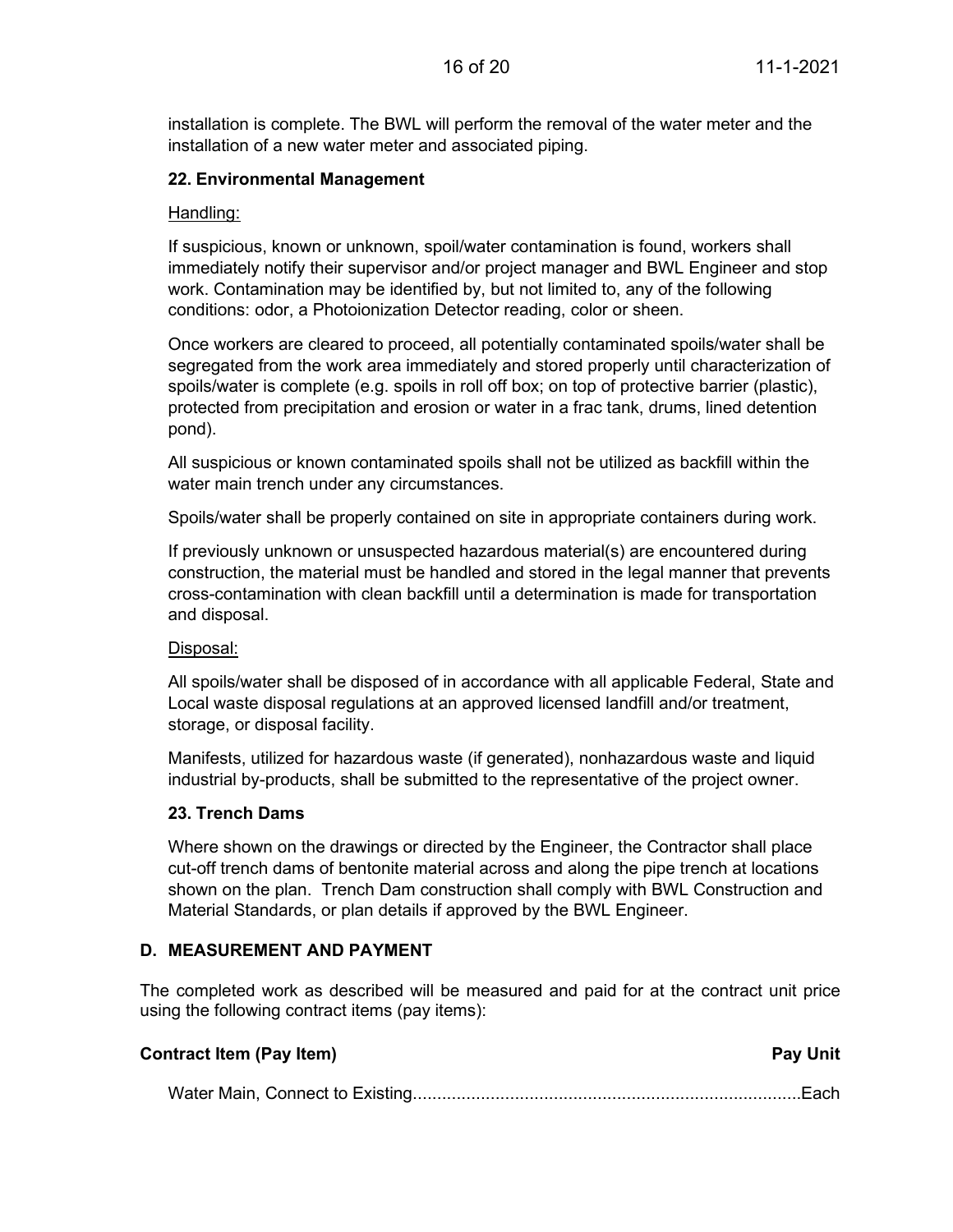installation is complete. The BWL will perform the removal of the water meter and the installation of a new water meter and associated piping.

### 22. Environmental Management

Handling:

If suspicious, known or unknown, spoil/water contamination is found, workers shall immediately notify their supervisor and/or project manager and BWL Engineer and stop work. Contamination may be identified by, but not limited to, any of the following conditions: odor, a Photoionization Detector reading, color or sheen.

Once workers are cleared to proceed, all potentially contaminated spoils/water shall be segregated from the work area immediately and stored properly until characterization of spoils/water is complete (e.g. spoils in roll off box; on top of protective barrier (plastic), protected from precipitation and erosion or water in a frac tank, drums, lined detention pond).

All suspicious or known contaminated spoils shall not be utilized as backfill within the water main trench under any circumstances.

Spoils/water shall be properly contained on site in appropriate containers during work.

If previously unknown or unsuspected hazardous material(s) are encountered during construction, the material must be handled and stored in the legal manner that prevents cross-contamination with clean backfill until a determination is made for transportation and disposal.

Disposal:

All spoils/water shall be disposed of in accordance with all applicable Federal, State and Local waste disposal regulations at an approved licensed landfill and/or treatment, storage, or disposal facility.

Manifests, utilized for hazardous waste (if generated), nonhazardous waste and liquid industrial by-products, shall be submitted to the representative of the project owner.

### 23. Trench Dams

Where shown on the drawings or directed by the Engineer, the Contractor shall place cut-off trench dams of bentonite material across and along the pipe trench at locations shown on the plan. Trench Dam construction shall comply with BWL Construction and Material Standards, or plan details if approved by the BWL Engineer.

## D. MEASUREMENT AND PAYMENT

The completed work as described will be measured and paid for at the contract unit price using the following contract items (pay items):

| Contract Item (Pay Item) | Pay Unit |
| --- | --- |
| Water Main, Connect to Existing | Each |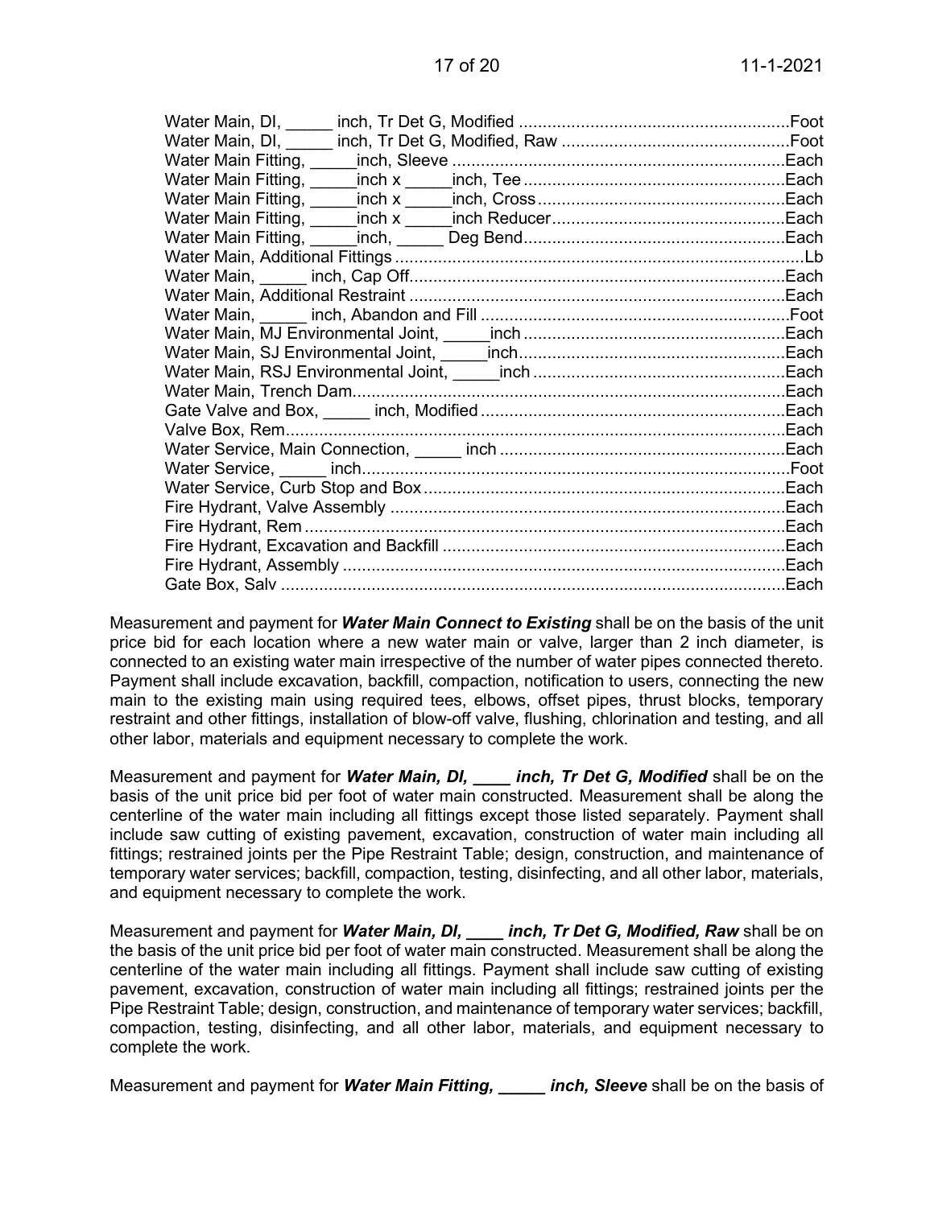Water Main, DI, _____ inch, Tr Det G, Modified ........................................................Foot
Water Main, DI, _____ inch, Tr Det G, Modified, Raw ................................................Foot
Water Main Fitting, _____inch, Sleeve ......................................................................Each
Water Main Fitting, _____inch x _____inch, Tee .........................................................Each
Water Main Fitting, _____inch x _____inch, Cross ......................................................Each
Water Main Fitting, _____inch x _____inch Reducer ...................................................Each
Water Main Fitting, _____inch, _____ Deg Bend .........................................................Each
Water Main, Additional Fittings ..........................................................................................Lb
Water Main, _____ inch, Cap Off.................................................................................Each
Water Main, Additional Restraint ..................................................................................Each
Water Main, _____ inch, Abandon and Fill ...................................................................Foot
Water Main, MJ Environmental Joint, _____inch .........................................................Each
Water Main, SJ Environmental Joint, _____inch...........................................................Each
Water Main, RSJ Environmental Joint, _____inch .......................................................Each
Water Main, Trench Dam.............................................................................................Each
Gate Valve and Box, _____ inch, Modified ...................................................................Each
Valve Box, Rem...........................................................................................................Each
Water Service, Main Connection, _____ inch ..............................................................Each
Water Service, _____ inch............................................................................................Foot
Water Service, Curb Stop and Box ..............................................................................Each
Fire Hydrant, Valve Assembly .....................................................................................Each
Fire Hydrant, Rem .......................................................................................................Each
Fire Hydrant, Excavation and Backfill ..........................................................................Each
Fire Hydrant, Assembly ...............................................................................................Each
Gate Box, Salv ............................................................................................................Each

Measurement and payment for ***Water Main Connect to Existing*** shall be on the basis of the unit price bid for each location where a new water main or valve, larger than 2 inch diameter, is connected to an existing water main irrespective of the number of water pipes connected thereto. Payment shall include excavation, backfill, compaction, notification to users, connecting the new main to the existing main using required tees, elbows, offset pipes, thrust blocks, temporary restraint and other fittings, installation of blow-off valve, flushing, chlorination and testing, and all other labor, materials and equipment necessary to complete the work.

Measurement and payment for ***Water Main, DI, ____ inch, Tr Det G, Modified*** shall be on the basis of the unit price bid per foot of water main constructed. Measurement shall be along the centerline of the water main including all fittings except those listed separately. Payment shall include saw cutting of existing pavement, excavation, construction of water main including all fittings; restrained joints per the Pipe Restraint Table; design, construction, and maintenance of temporary water services; backfill, compaction, testing, disinfecting, and all other labor, materials, and equipment necessary to complete the work.

Measurement and payment for ***Water Main, DI, ____ inch, Tr Det G, Modified, Raw*** shall be on the basis of the unit price bid per foot of water main constructed. Measurement shall be along the centerline of the water main including all fittings. Payment shall include saw cutting of existing pavement, excavation, construction of water main including all fittings; restrained joints per the Pipe Restraint Table; design, construction, and maintenance of temporary water services; backfill, compaction, testing, disinfecting, and all other labor, materials, and equipment necessary to complete the work.

Measurement and payment for ***Water Main Fitting, _____ inch, Sleeve*** shall be on the basis of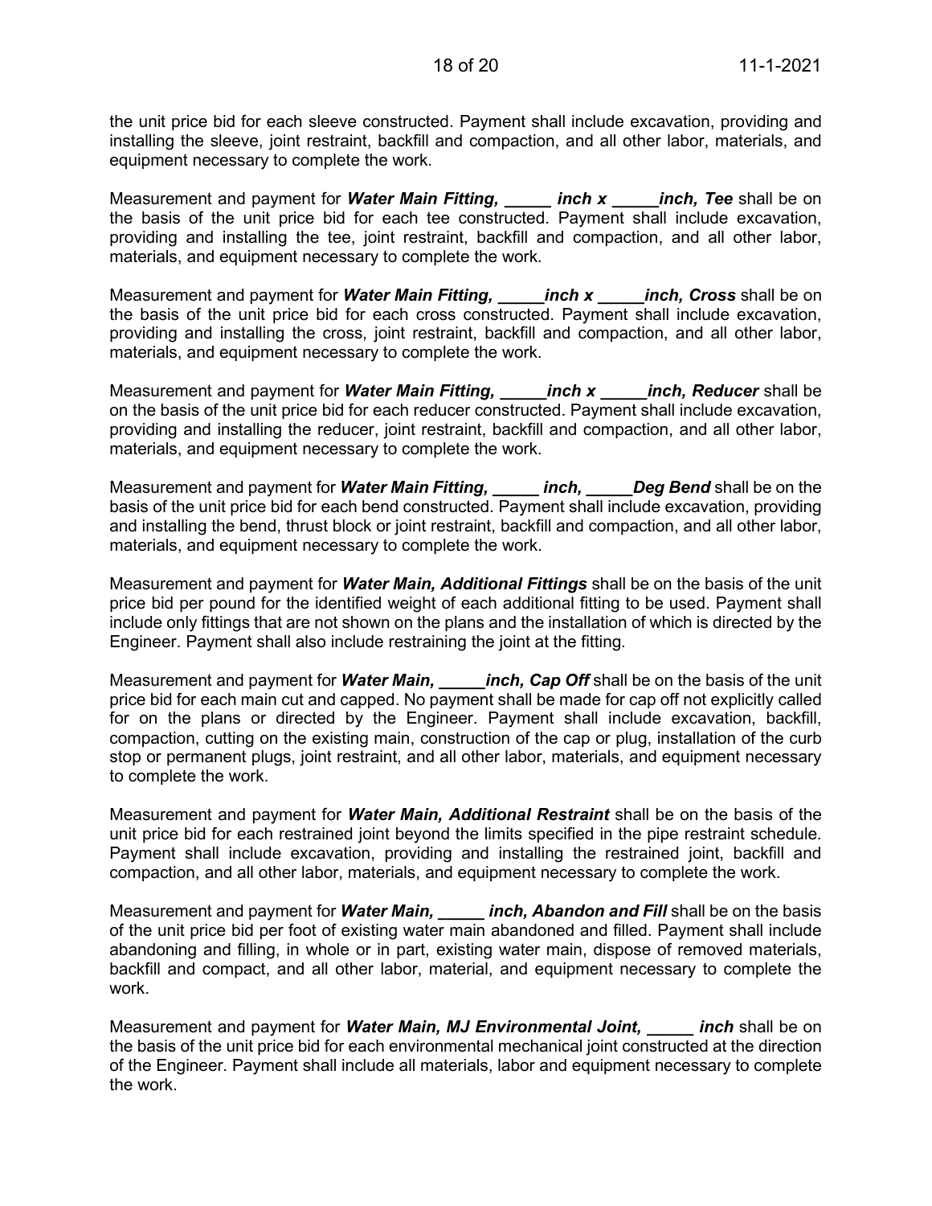the unit price bid for each sleeve constructed. Payment shall include excavation, providing and installing the sleeve, joint restraint, backfill and compaction, and all other labor, materials, and equipment necessary to complete the work.

Measurement and payment for ***Water Main Fitting, _____ inch x _____inch, Tee*** shall be on the basis of the unit price bid for each tee constructed. Payment shall include excavation, providing and installing the tee, joint restraint, backfill and compaction, and all other labor, materials, and equipment necessary to complete the work.

Measurement and payment for ***Water Main Fitting, _____inch x _____inch, Cross*** shall be on the basis of the unit price bid for each cross constructed. Payment shall include excavation, providing and installing the cross, joint restraint, backfill and compaction, and all other labor, materials, and equipment necessary to complete the work.

Measurement and payment for ***Water Main Fitting, _____inch x _____inch, Reducer*** shall be on the basis of the unit price bid for each reducer constructed. Payment shall include excavation, providing and installing the reducer, joint restraint, backfill and compaction, and all other labor, materials, and equipment necessary to complete the work.

Measurement and payment for ***Water Main Fitting, _____ inch, _____Deg Bend*** shall be on the basis of the unit price bid for each bend constructed. Payment shall include excavation, providing and installing the bend, thrust block or joint restraint, backfill and compaction, and all other labor, materials, and equipment necessary to complete the work.

Measurement and payment for ***Water Main, Additional Fittings*** shall be on the basis of the unit price bid per pound for the identified weight of each additional fitting to be used. Payment shall include only fittings that are not shown on the plans and the installation of which is directed by the Engineer. Payment shall also include restraining the joint at the fitting.

Measurement and payment for ***Water Main, _____inch, Cap Off*** shall be on the basis of the unit price bid for each main cut and capped. No payment shall be made for cap off not explicitly called for on the plans or directed by the Engineer. Payment shall include excavation, backfill, compaction, cutting on the existing main, construction of the cap or plug, installation of the curb stop or permanent plugs, joint restraint, and all other labor, materials, and equipment necessary to complete the work.

Measurement and payment for ***Water Main, Additional Restraint*** shall be on the basis of the unit price bid for each restrained joint beyond the limits specified in the pipe restraint schedule. Payment shall include excavation, providing and installing the restrained joint, backfill and compaction, and all other labor, materials, and equipment necessary to complete the work.

Measurement and payment for ***Water Main, _____ inch, Abandon and Fill*** shall be on the basis of the unit price bid per foot of existing water main abandoned and filled. Payment shall include abandoning and filling, in whole or in part, existing water main, dispose of removed materials, backfill and compact, and all other labor, material, and equipment necessary to complete the work.

Measurement and payment for ***Water Main, MJ Environmental Joint, _____ inch*** shall be on the basis of the unit price bid for each environmental mechanical joint constructed at the direction of the Engineer. Payment shall include all materials, labor and equipment necessary to complete the work.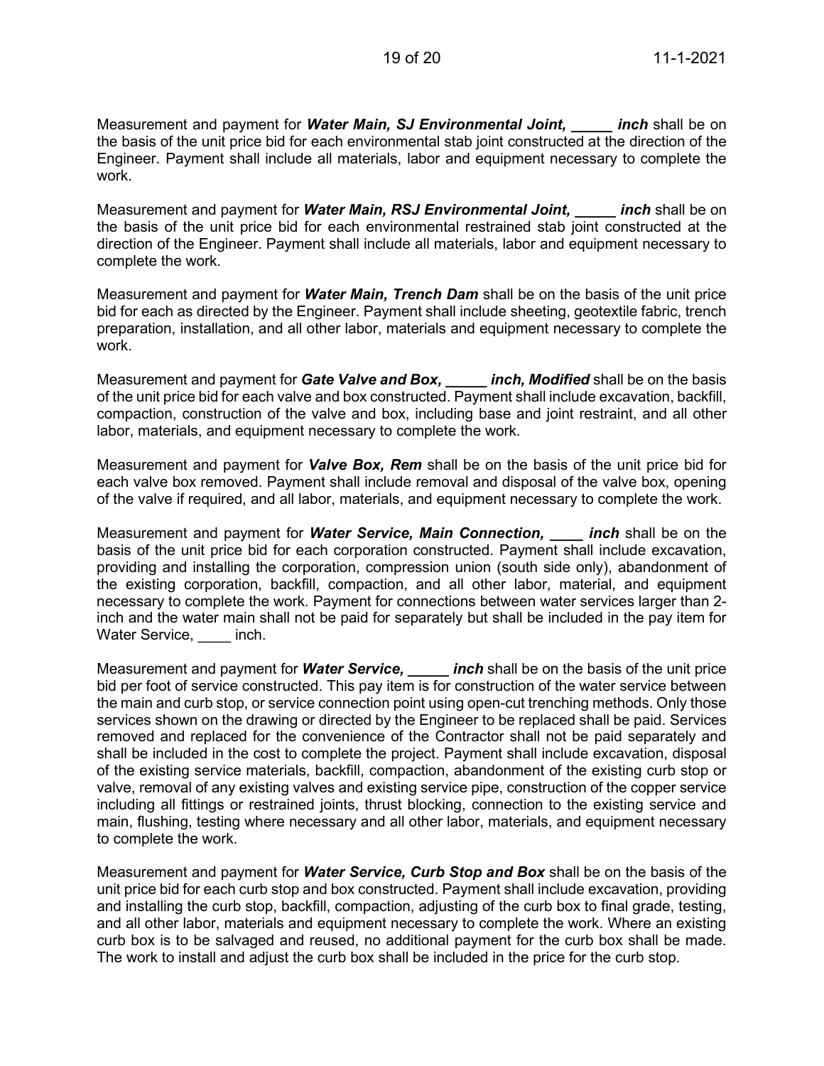Measurement and payment for ***Water Main, SJ Environmental Joint, _____ inch*** shall be on the basis of the unit price bid for each environmental stab joint constructed at the direction of the Engineer. Payment shall include all materials, labor and equipment necessary to complete the work.

Measurement and payment for ***Water Main, RSJ Environmental Joint, _____ inch*** shall be on the basis of the unit price bid for each environmental restrained stab joint constructed at the direction of the Engineer. Payment shall include all materials, labor and equipment necessary to complete the work.

Measurement and payment for ***Water Main, Trench Dam*** shall be on the basis of the unit price bid for each as directed by the Engineer. Payment shall include sheeting, geotextile fabric, trench preparation, installation, and all other labor, materials and equipment necessary to complete the work.

Measurement and payment for ***Gate Valve and Box, _____ inch, Modified*** shall be on the basis of the unit price bid for each valve and box constructed. Payment shall include excavation, backfill, compaction, construction of the valve and box, including base and joint restraint, and all other labor, materials, and equipment necessary to complete the work.

Measurement and payment for ***Valve Box, Rem*** shall be on the basis of the unit price bid for each valve box removed. Payment shall include removal and disposal of the valve box, opening of the valve if required, and all labor, materials, and equipment necessary to complete the work.

Measurement and payment for ***Water Service, Main Connection, ____ inch*** shall be on the basis of the unit price bid for each corporation constructed. Payment shall include excavation, providing and installing the corporation, compression union (south side only), abandonment of the existing corporation, backfill, compaction, and all other labor, material, and equipment necessary to complete the work. Payment for connections between water services larger than 2-inch and the water main shall not be paid for separately but shall be included in the pay item for Water Service, ____ inch.

Measurement and payment for ***Water Service, _____ inch*** shall be on the basis of the unit price bid per foot of service constructed. This pay item is for construction of the water service between the main and curb stop, or service connection point using open-cut trenching methods. Only those services shown on the drawing or directed by the Engineer to be replaced shall be paid. Services removed and replaced for the convenience of the Contractor shall not be paid separately and shall be included in the cost to complete the project. Payment shall include excavation, disposal of the existing service materials, backfill, compaction, abandonment of the existing curb stop or valve, removal of any existing valves and existing service pipe, construction of the copper service including all fittings or restrained joints, thrust blocking, connection to the existing service and main, flushing, testing where necessary and all other labor, materials, and equipment necessary to complete the work.

Measurement and payment for ***Water Service, Curb Stop and Box*** shall be on the basis of the unit price bid for each curb stop and box constructed. Payment shall include excavation, providing and installing the curb stop, backfill, compaction, adjusting of the curb box to final grade, testing, and all other labor, materials and equipment necessary to complete the work. Where an existing curb box is to be salvaged and reused, no additional payment for the curb box shall be made. The work to install and adjust the curb box shall be included in the price for the curb stop.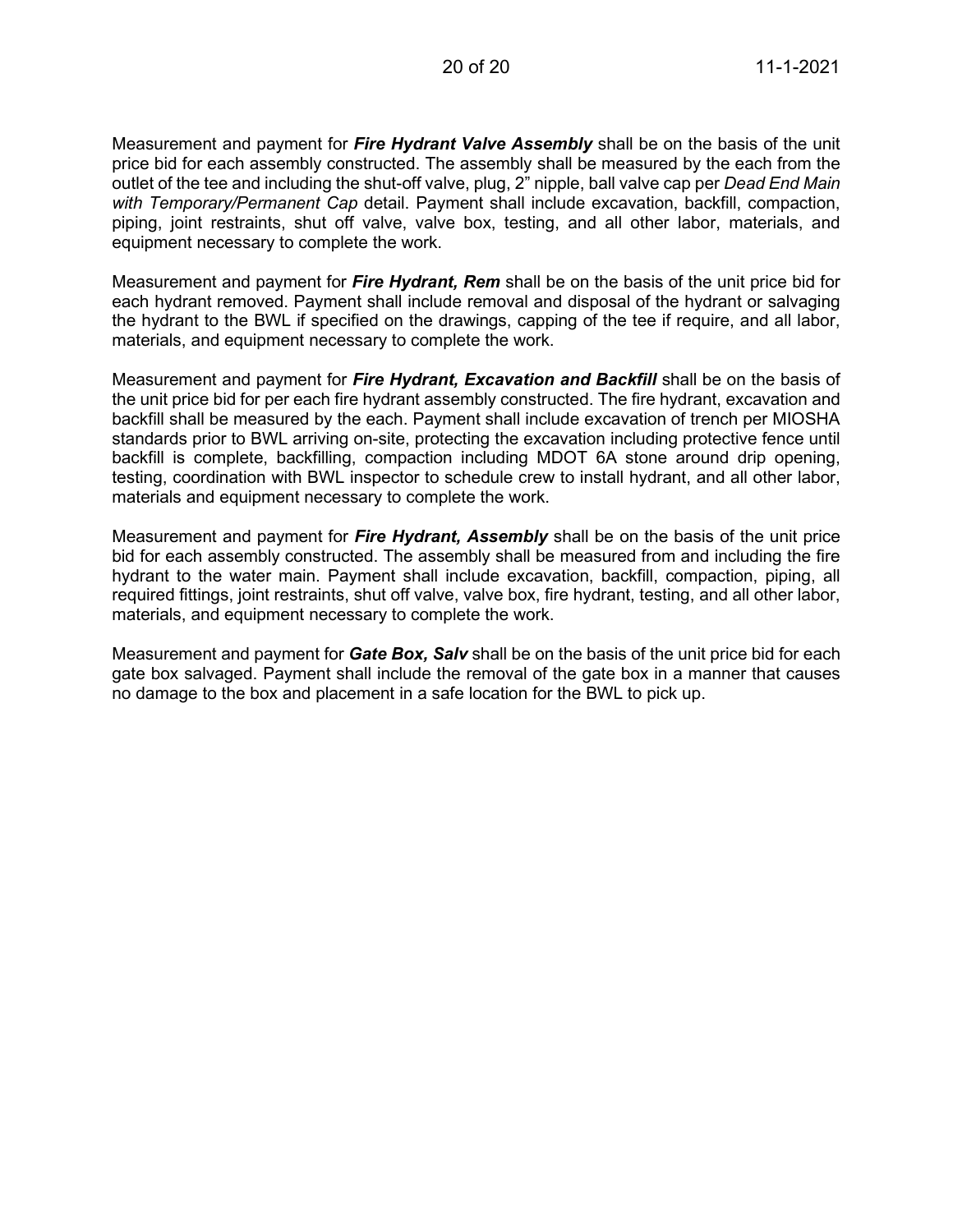Measurement and payment for ***Fire Hydrant Valve Assembly*** shall be on the basis of the unit price bid for each assembly constructed. The assembly shall be measured by the each from the outlet of the tee and including the shut-off valve, plug, 2" nipple, ball valve cap per *Dead End Main with Temporary/Permanent Cap* detail. Payment shall include excavation, backfill, compaction, piping, joint restraints, shut off valve, valve box, testing, and all other labor, materials, and equipment necessary to complete the work.

Measurement and payment for ***Fire Hydrant, Rem*** shall be on the basis of the unit price bid for each hydrant removed. Payment shall include removal and disposal of the hydrant or salvaging the hydrant to the BWL if specified on the drawings, capping of the tee if require, and all labor, materials, and equipment necessary to complete the work.

Measurement and payment for ***Fire Hydrant, Excavation and Backfill*** shall be on the basis of the unit price bid for per each fire hydrant assembly constructed. The fire hydrant, excavation and backfill shall be measured by the each. Payment shall include excavation of trench per MIOSHA standards prior to BWL arriving on-site, protecting the excavation including protective fence until backfill is complete, backfilling, compaction including MDOT 6A stone around drip opening, testing, coordination with BWL inspector to schedule crew to install hydrant, and all other labor, materials and equipment necessary to complete the work.

Measurement and payment for ***Fire Hydrant, Assembly*** shall be on the basis of the unit price bid for each assembly constructed. The assembly shall be measured from and including the fire hydrant to the water main. Payment shall include excavation, backfill, compaction, piping, all required fittings, joint restraints, shut off valve, valve box, fire hydrant, testing, and all other labor, materials, and equipment necessary to complete the work.

Measurement and payment for ***Gate Box, Salv*** shall be on the basis of the unit price bid for each gate box salvaged. Payment shall include the removal of the gate box in a manner that causes no damage to the box and placement in a safe location for the BWL to pick up.